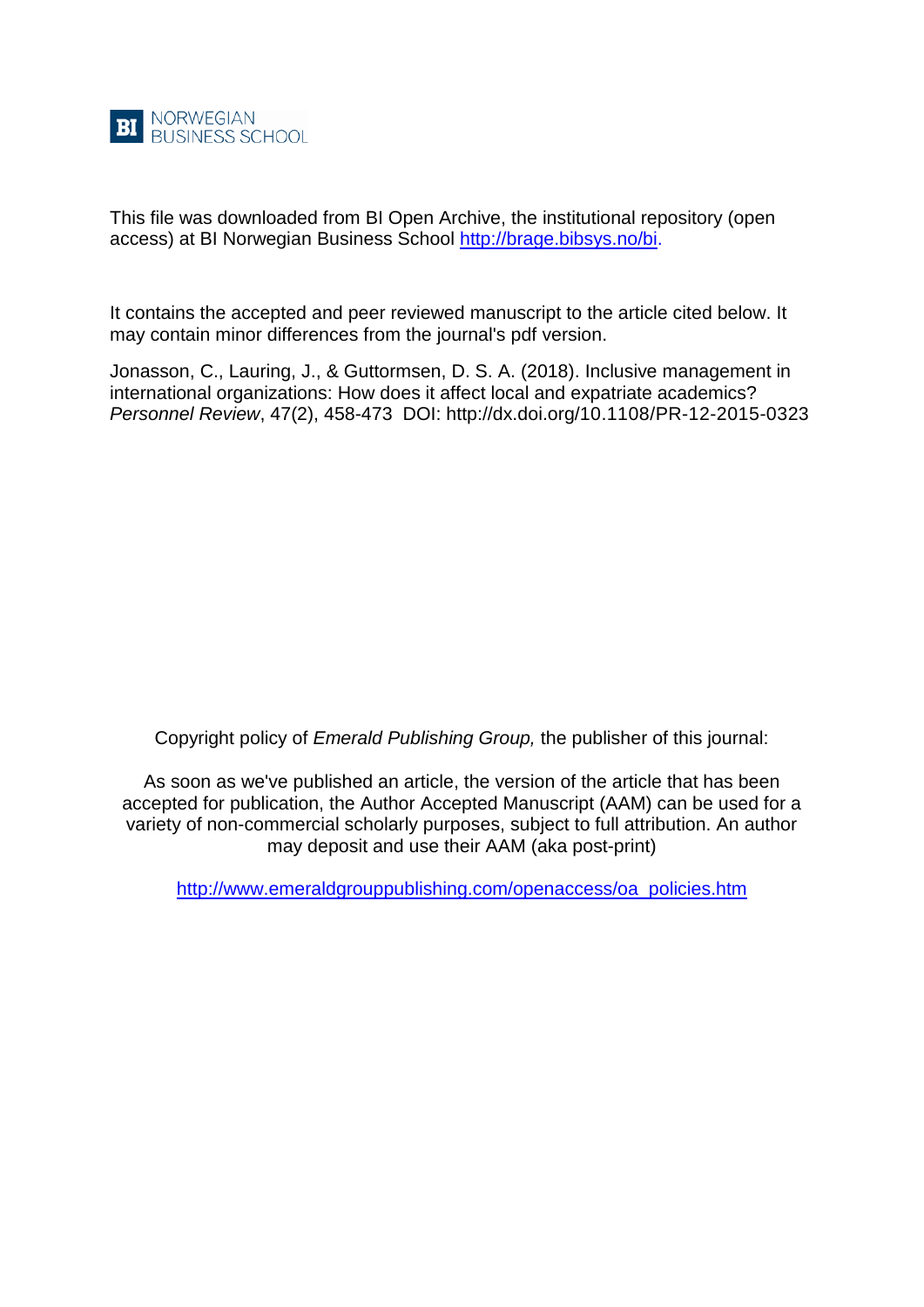BI NORWEGIAN BUSINESS SCHOOL

This file was downloaded from BI Open Archive, the institutional repository (open access) at BI Norwegian Business School http://brage.bibsys.no/bi.

It contains the accepted and peer reviewed manuscript to the article cited below. It may contain minor differences from the journal's pdf version.

Jonasson, C., Lauring, J., & Guttormsen, D. S. A. (2018). Inclusive management in international organizations: How does it affect local and expatriate academics? *Personnel Review*, 47(2), 458-473 DOI: http://dx.doi.org/10.1108/PR-12-2015-0323

Copyright policy of *Emerald Publishing Group,* the publisher of this journal:

As soon as we've published an article, the version of the article that has been accepted for publication, the Author Accepted Manuscript (AAM) can be used for a variety of non-commercial scholarly purposes, subject to full attribution. An author may deposit and use their AAM (aka post-print)

http://www.emeraldgrouppublishing.com/openaccess/oa_policies.htm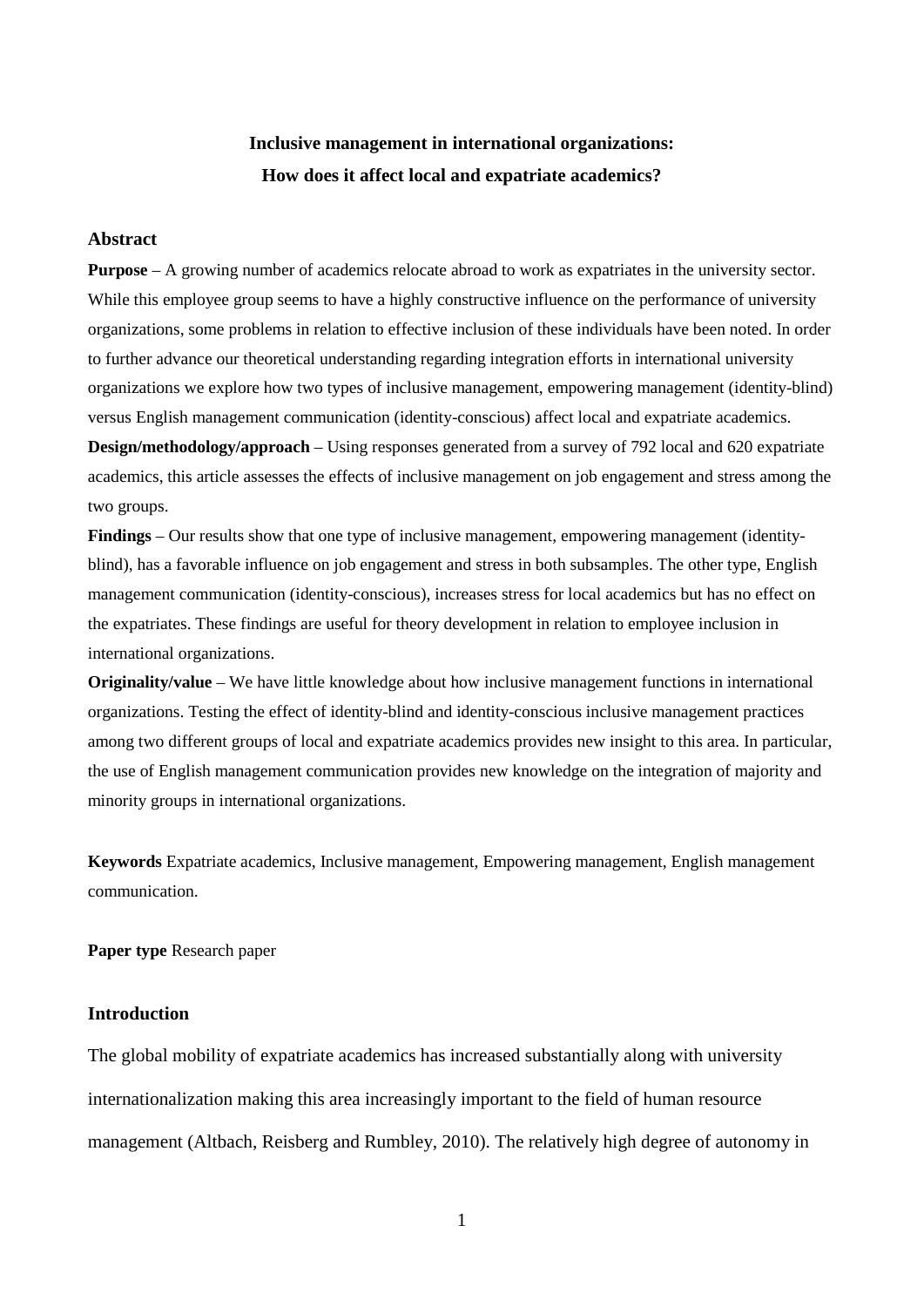# Inclusive management in international organizations: How does it affect local and expatriate academics?

## Abstract

**Purpose** – A growing number of academics relocate abroad to work as expatriates in the university sector. While this employee group seems to have a highly constructive influence on the performance of university organizations, some problems in relation to effective inclusion of these individuals have been noted. In order to further advance our theoretical understanding regarding integration efforts in international university organizations we explore how two types of inclusive management, empowering management (identity-blind) versus English management communication (identity-conscious) affect local and expatriate academics.

**Design/methodology/approach** – Using responses generated from a survey of 792 local and 620 expatriate academics, this article assesses the effects of inclusive management on job engagement and stress among the two groups.

**Findings** – Our results show that one type of inclusive management, empowering management (identity-blind), has a favorable influence on job engagement and stress in both subsamples. The other type, English management communication (identity-conscious), increases stress for local academics but has no effect on the expatriates. These findings are useful for theory development in relation to employee inclusion in international organizations.

**Originality/value** – We have little knowledge about how inclusive management functions in international organizations. Testing the effect of identity-blind and identity-conscious inclusive management practices among two different groups of local and expatriate academics provides new insight to this area. In particular, the use of English management communication provides new knowledge on the integration of majority and minority groups in international organizations.

**Keywords** Expatriate academics, Inclusive management, Empowering management, English management communication.

**Paper type** Research paper

## Introduction

The global mobility of expatriate academics has increased substantially along with university internationalization making this area increasingly important to the field of human resource management (Altbach, Reisberg and Rumbley, 2010). The relatively high degree of autonomy in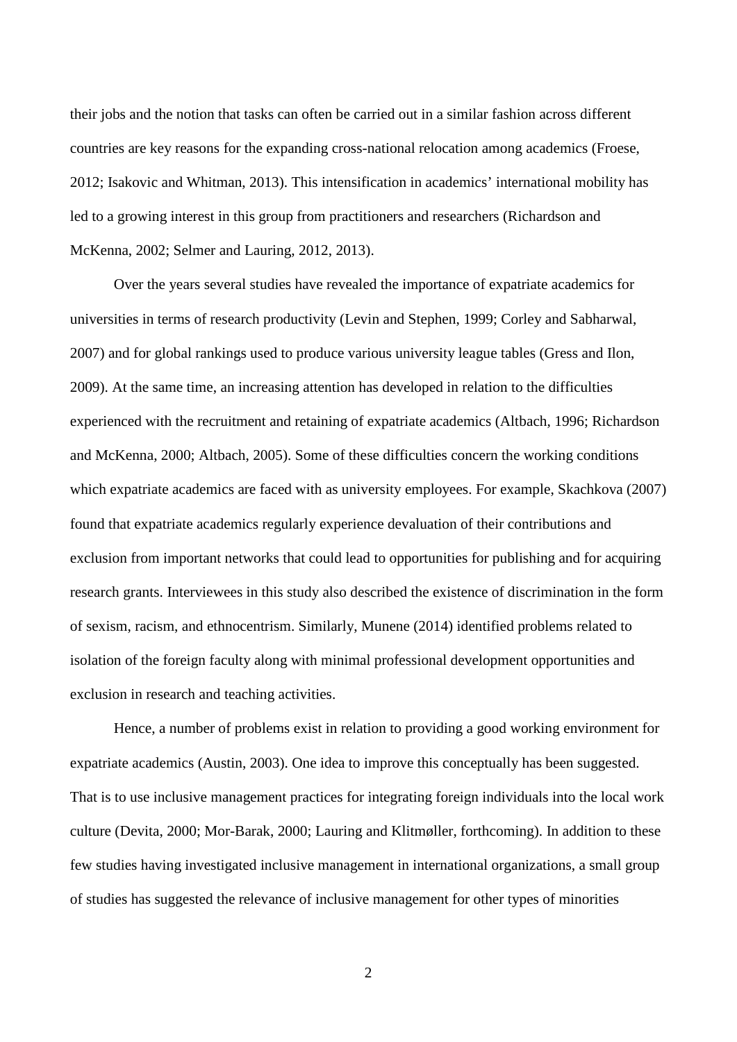their jobs and the notion that tasks can often be carried out in a similar fashion across different countries are key reasons for the expanding cross-national relocation among academics (Froese, 2012; Isakovic and Whitman, 2013). This intensification in academics' international mobility has led to a growing interest in this group from practitioners and researchers (Richardson and McKenna, 2002; Selmer and Lauring, 2012, 2013).

Over the years several studies have revealed the importance of expatriate academics for universities in terms of research productivity (Levin and Stephen, 1999; Corley and Sabharwal, 2007) and for global rankings used to produce various university league tables (Gress and Ilon, 2009). At the same time, an increasing attention has developed in relation to the difficulties experienced with the recruitment and retaining of expatriate academics (Altbach, 1996; Richardson and McKenna, 2000; Altbach, 2005). Some of these difficulties concern the working conditions which expatriate academics are faced with as university employees. For example, Skachkova (2007) found that expatriate academics regularly experience devaluation of their contributions and exclusion from important networks that could lead to opportunities for publishing and for acquiring research grants. Interviewees in this study also described the existence of discrimination in the form of sexism, racism, and ethnocentrism. Similarly, Munene (2014) identified problems related to isolation of the foreign faculty along with minimal professional development opportunities and exclusion in research and teaching activities.

Hence, a number of problems exist in relation to providing a good working environment for expatriate academics (Austin, 2003). One idea to improve this conceptually has been suggested. That is to use inclusive management practices for integrating foreign individuals into the local work culture (Devita, 2000; Mor-Barak, 2000; Lauring and Klitmøller, forthcoming). In addition to these few studies having investigated inclusive management in international organizations, a small group of studies has suggested the relevance of inclusive management for other types of minorities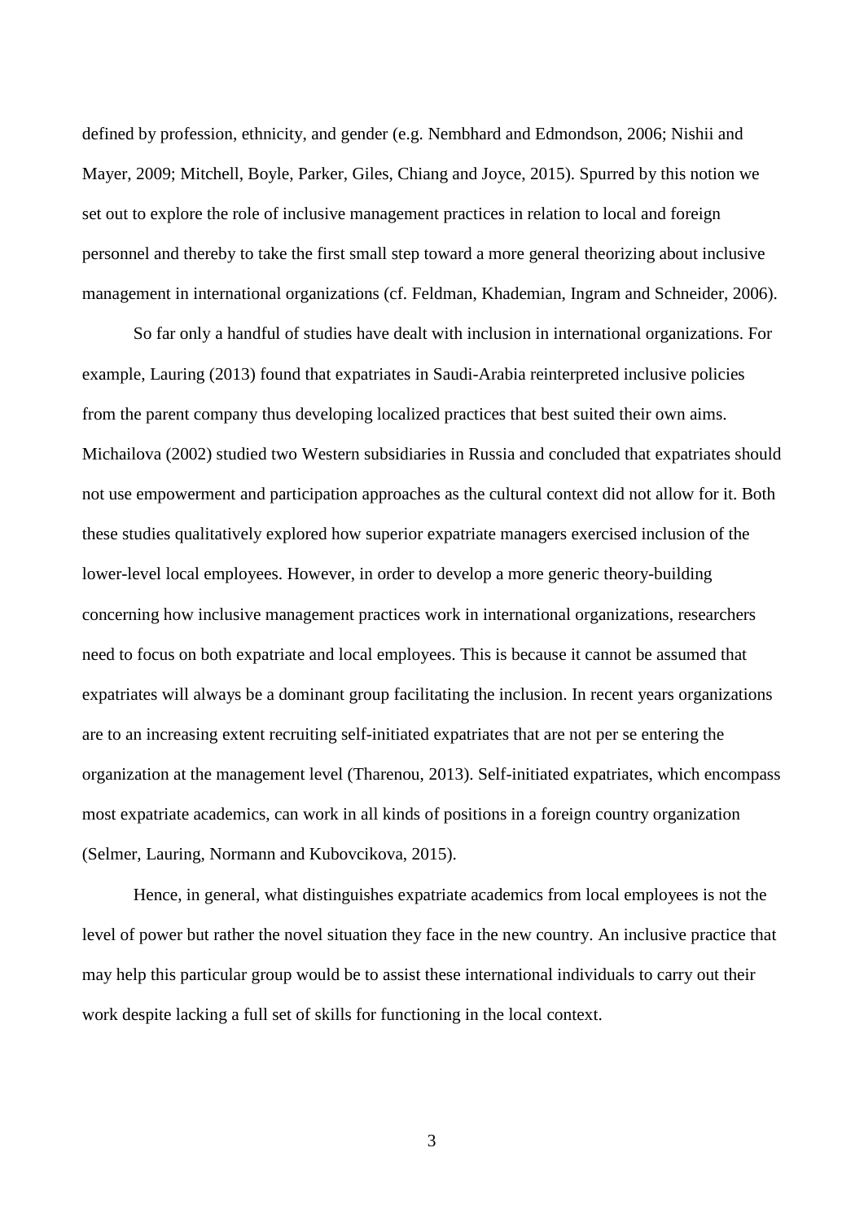defined by profession, ethnicity, and gender (e.g. Nembhard and Edmondson, 2006; Nishii and Mayer, 2009; Mitchell, Boyle, Parker, Giles, Chiang and Joyce, 2015). Spurred by this notion we set out to explore the role of inclusive management practices in relation to local and foreign personnel and thereby to take the first small step toward a more general theorizing about inclusive management in international organizations (cf. Feldman, Khademian, Ingram and Schneider, 2006).

So far only a handful of studies have dealt with inclusion in international organizations. For example, Lauring (2013) found that expatriates in Saudi-Arabia reinterpreted inclusive policies from the parent company thus developing localized practices that best suited their own aims. Michailova (2002) studied two Western subsidiaries in Russia and concluded that expatriates should not use empowerment and participation approaches as the cultural context did not allow for it. Both these studies qualitatively explored how superior expatriate managers exercised inclusion of the lower-level local employees. However, in order to develop a more generic theory-building concerning how inclusive management practices work in international organizations, researchers need to focus on both expatriate and local employees. This is because it cannot be assumed that expatriates will always be a dominant group facilitating the inclusion. In recent years organizations are to an increasing extent recruiting self-initiated expatriates that are not per se entering the organization at the management level (Tharenou, 2013). Self-initiated expatriates, which encompass most expatriate academics, can work in all kinds of positions in a foreign country organization (Selmer, Lauring, Normann and Kubovcikova, 2015).

Hence, in general, what distinguishes expatriate academics from local employees is not the level of power but rather the novel situation they face in the new country. An inclusive practice that may help this particular group would be to assist these international individuals to carry out their work despite lacking a full set of skills for functioning in the local context.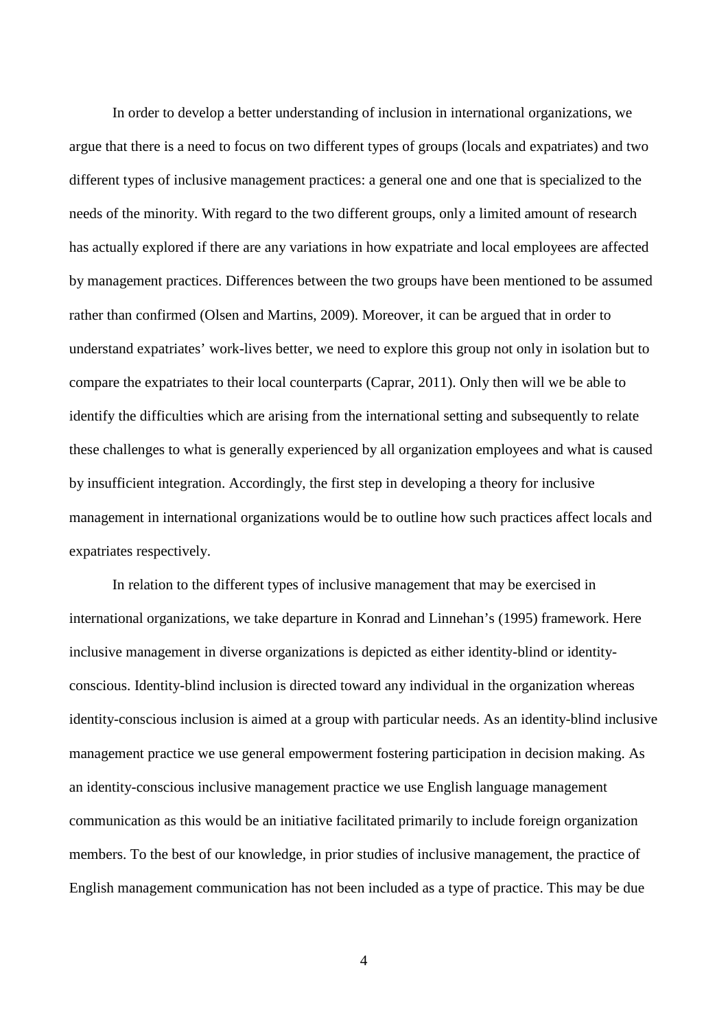In order to develop a better understanding of inclusion in international organizations, we argue that there is a need to focus on two different types of groups (locals and expatriates) and two different types of inclusive management practices: a general one and one that is specialized to the needs of the minority. With regard to the two different groups, only a limited amount of research has actually explored if there are any variations in how expatriate and local employees are affected by management practices. Differences between the two groups have been mentioned to be assumed rather than confirmed (Olsen and Martins, 2009). Moreover, it can be argued that in order to understand expatriates' work-lives better, we need to explore this group not only in isolation but to compare the expatriates to their local counterparts (Caprar, 2011). Only then will we be able to identify the difficulties which are arising from the international setting and subsequently to relate these challenges to what is generally experienced by all organization employees and what is caused by insufficient integration. Accordingly, the first step in developing a theory for inclusive management in international organizations would be to outline how such practices affect locals and expatriates respectively.

In relation to the different types of inclusive management that may be exercised in international organizations, we take departure in Konrad and Linnehan's (1995) framework. Here inclusive management in diverse organizations is depicted as either identity-blind or identity-conscious. Identity-blind inclusion is directed toward any individual in the organization whereas identity-conscious inclusion is aimed at a group with particular needs. As an identity-blind inclusive management practice we use general empowerment fostering participation in decision making. As an identity-conscious inclusive management practice we use English language management communication as this would be an initiative facilitated primarily to include foreign organization members. To the best of our knowledge, in prior studies of inclusive management, the practice of English management communication has not been included as a type of practice. This may be due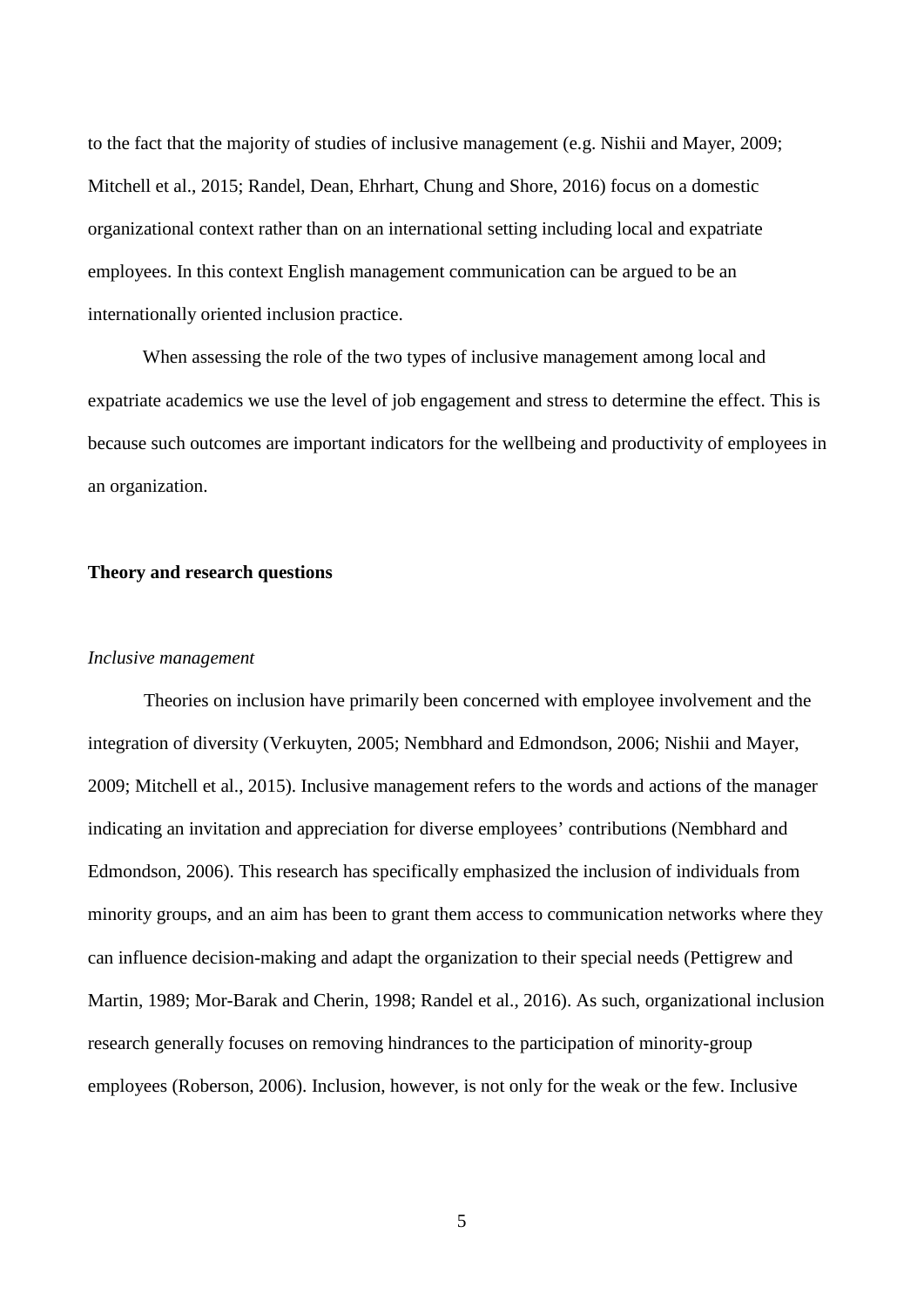to the fact that the majority of studies of inclusive management (e.g. Nishii and Mayer, 2009; Mitchell et al., 2015; Randel, Dean, Ehrhart, Chung and Shore, 2016) focus on a domestic organizational context rather than on an international setting including local and expatriate employees. In this context English management communication can be argued to be an internationally oriented inclusion practice.

When assessing the role of the two types of inclusive management among local and expatriate academics we use the level of job engagement and stress to determine the effect. This is because such outcomes are important indicators for the wellbeing and productivity of employees in an organization.

## Theory and research questions

### *Inclusive management*

Theories on inclusion have primarily been concerned with employee involvement and the integration of diversity (Verkuyten, 2005; Nembhard and Edmondson, 2006; Nishii and Mayer, 2009; Mitchell et al., 2015). Inclusive management refers to the words and actions of the manager indicating an invitation and appreciation for diverse employees' contributions (Nembhard and Edmondson, 2006). This research has specifically emphasized the inclusion of individuals from minority groups, and an aim has been to grant them access to communication networks where they can influence decision-making and adapt the organization to their special needs (Pettigrew and Martin, 1989; Mor-Barak and Cherin, 1998; Randel et al., 2016). As such, organizational inclusion research generally focuses on removing hindrances to the participation of minority-group employees (Roberson, 2006). Inclusion, however, is not only for the weak or the few. Inclusive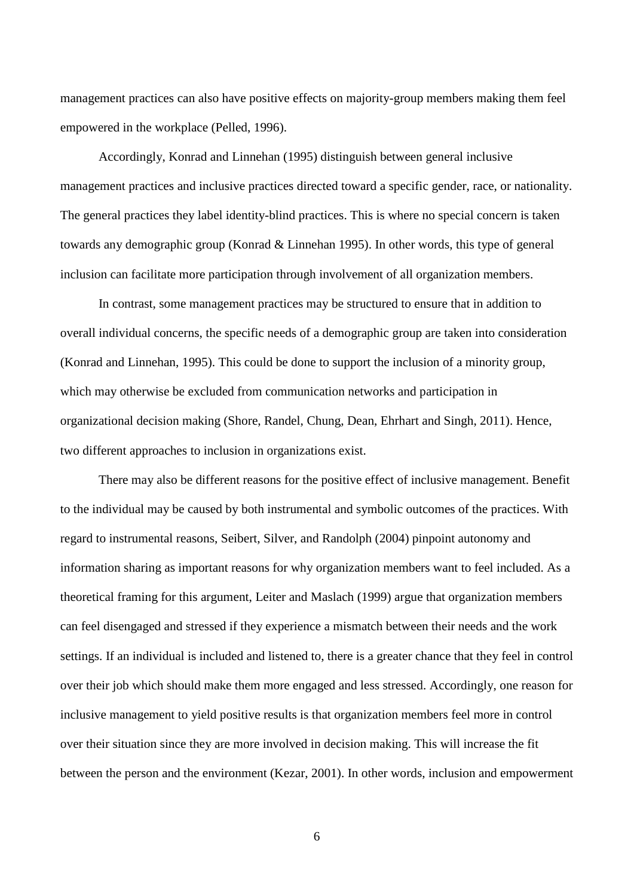management practices can also have positive effects on majority-group members making them feel empowered in the workplace (Pelled, 1996).

Accordingly, Konrad and Linnehan (1995) distinguish between general inclusive management practices and inclusive practices directed toward a specific gender, race, or nationality. The general practices they label identity-blind practices. This is where no special concern is taken towards any demographic group (Konrad & Linnehan 1995). In other words, this type of general inclusion can facilitate more participation through involvement of all organization members.

In contrast, some management practices may be structured to ensure that in addition to overall individual concerns, the specific needs of a demographic group are taken into consideration (Konrad and Linnehan, 1995). This could be done to support the inclusion of a minority group, which may otherwise be excluded from communication networks and participation in organizational decision making (Shore, Randel, Chung, Dean, Ehrhart and Singh, 2011). Hence, two different approaches to inclusion in organizations exist.

There may also be different reasons for the positive effect of inclusive management. Benefit to the individual may be caused by both instrumental and symbolic outcomes of the practices. With regard to instrumental reasons, Seibert, Silver, and Randolph (2004) pinpoint autonomy and information sharing as important reasons for why organization members want to feel included. As a theoretical framing for this argument, Leiter and Maslach (1999) argue that organization members can feel disengaged and stressed if they experience a mismatch between their needs and the work settings. If an individual is included and listened to, there is a greater chance that they feel in control over their job which should make them more engaged and less stressed. Accordingly, one reason for inclusive management to yield positive results is that organization members feel more in control over their situation since they are more involved in decision making. This will increase the fit between the person and the environment (Kezar, 2001). In other words, inclusion and empowerment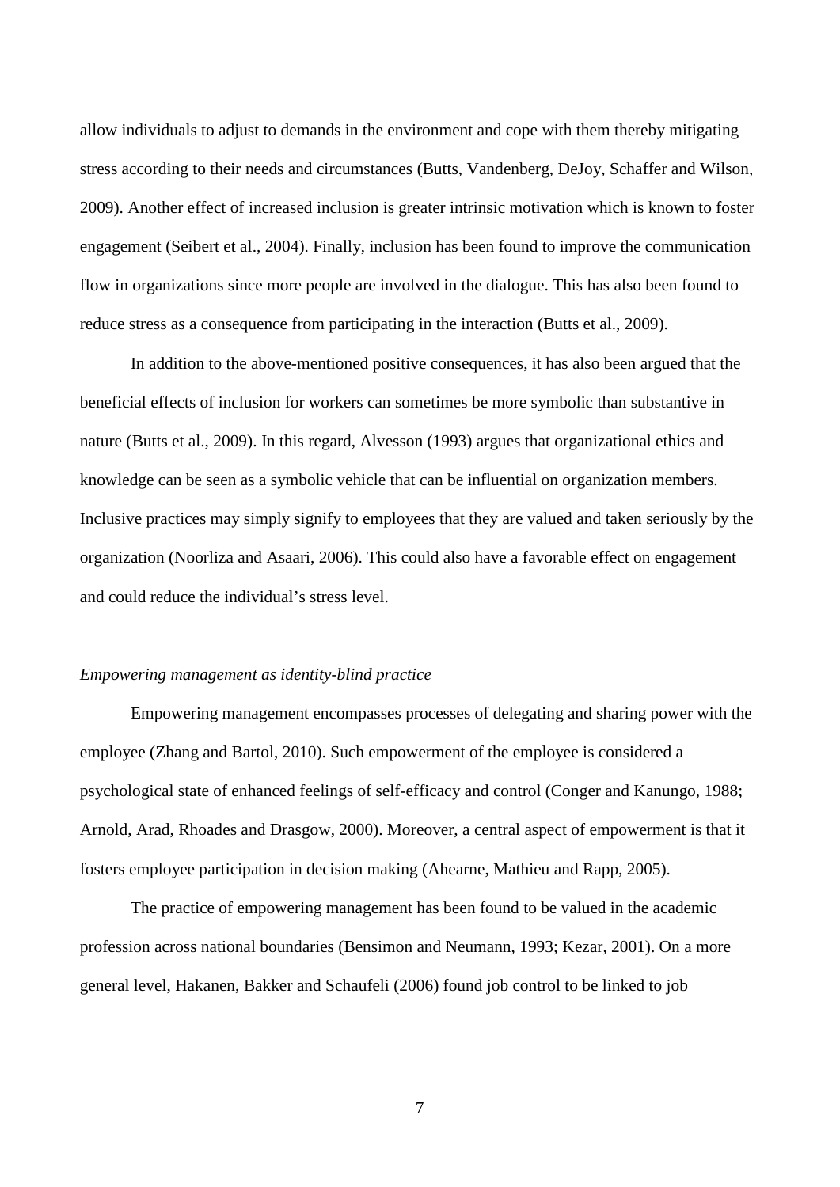allow individuals to adjust to demands in the environment and cope with them thereby mitigating stress according to their needs and circumstances (Butts, Vandenberg, DeJoy, Schaffer and Wilson, 2009). Another effect of increased inclusion is greater intrinsic motivation which is known to foster engagement (Seibert et al., 2004). Finally, inclusion has been found to improve the communication flow in organizations since more people are involved in the dialogue. This has also been found to reduce stress as a consequence from participating in the interaction (Butts et al., 2009).

In addition to the above-mentioned positive consequences, it has also been argued that the beneficial effects of inclusion for workers can sometimes be more symbolic than substantive in nature (Butts et al., 2009). In this regard, Alvesson (1993) argues that organizational ethics and knowledge can be seen as a symbolic vehicle that can be influential on organization members. Inclusive practices may simply signify to employees that they are valued and taken seriously by the organization (Noorliza and Asaari, 2006). This could also have a favorable effect on engagement and could reduce the individual's stress level.

*Empowering management as identity-blind practice*

Empowering management encompasses processes of delegating and sharing power with the employee (Zhang and Bartol, 2010). Such empowerment of the employee is considered a psychological state of enhanced feelings of self-efficacy and control (Conger and Kanungo, 1988; Arnold, Arad, Rhoades and Drasgow, 2000). Moreover, a central aspect of empowerment is that it fosters employee participation in decision making (Ahearne, Mathieu and Rapp, 2005).

The practice of empowering management has been found to be valued in the academic profession across national boundaries (Bensimon and Neumann, 1993; Kezar, 2001). On a more general level, Hakanen, Bakker and Schaufeli (2006) found job control to be linked to job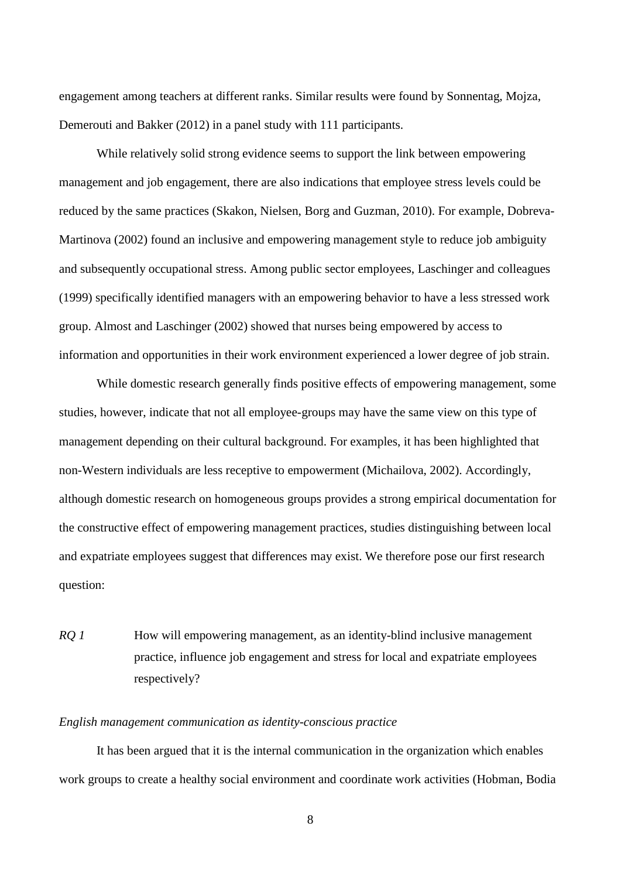engagement among teachers at different ranks. Similar results were found by Sonnentag, Mojza, Demerouti and Bakker (2012) in a panel study with 111 participants.

While relatively solid strong evidence seems to support the link between empowering management and job engagement, there are also indications that employee stress levels could be reduced by the same practices (Skakon, Nielsen, Borg and Guzman, 2010). For example, Dobreva-Martinova (2002) found an inclusive and empowering management style to reduce job ambiguity and subsequently occupational stress. Among public sector employees, Laschinger and colleagues (1999) specifically identified managers with an empowering behavior to have a less stressed work group. Almost and Laschinger (2002) showed that nurses being empowered by access to information and opportunities in their work environment experienced a lower degree of job strain.

While domestic research generally finds positive effects of empowering management, some studies, however, indicate that not all employee-groups may have the same view on this type of management depending on their cultural background. For examples, it has been highlighted that non-Western individuals are less receptive to empowerment (Michailova, 2002). Accordingly, although domestic research on homogeneous groups provides a strong empirical documentation for the constructive effect of empowering management practices, studies distinguishing between local and expatriate employees suggest that differences may exist. We therefore pose our first research question:

*RQ 1* How will empowering management, as an identity-blind inclusive management practice, influence job engagement and stress for local and expatriate employees respectively?

*English management communication as identity-conscious practice*

It has been argued that it is the internal communication in the organization which enables work groups to create a healthy social environment and coordinate work activities (Hobman, Bodia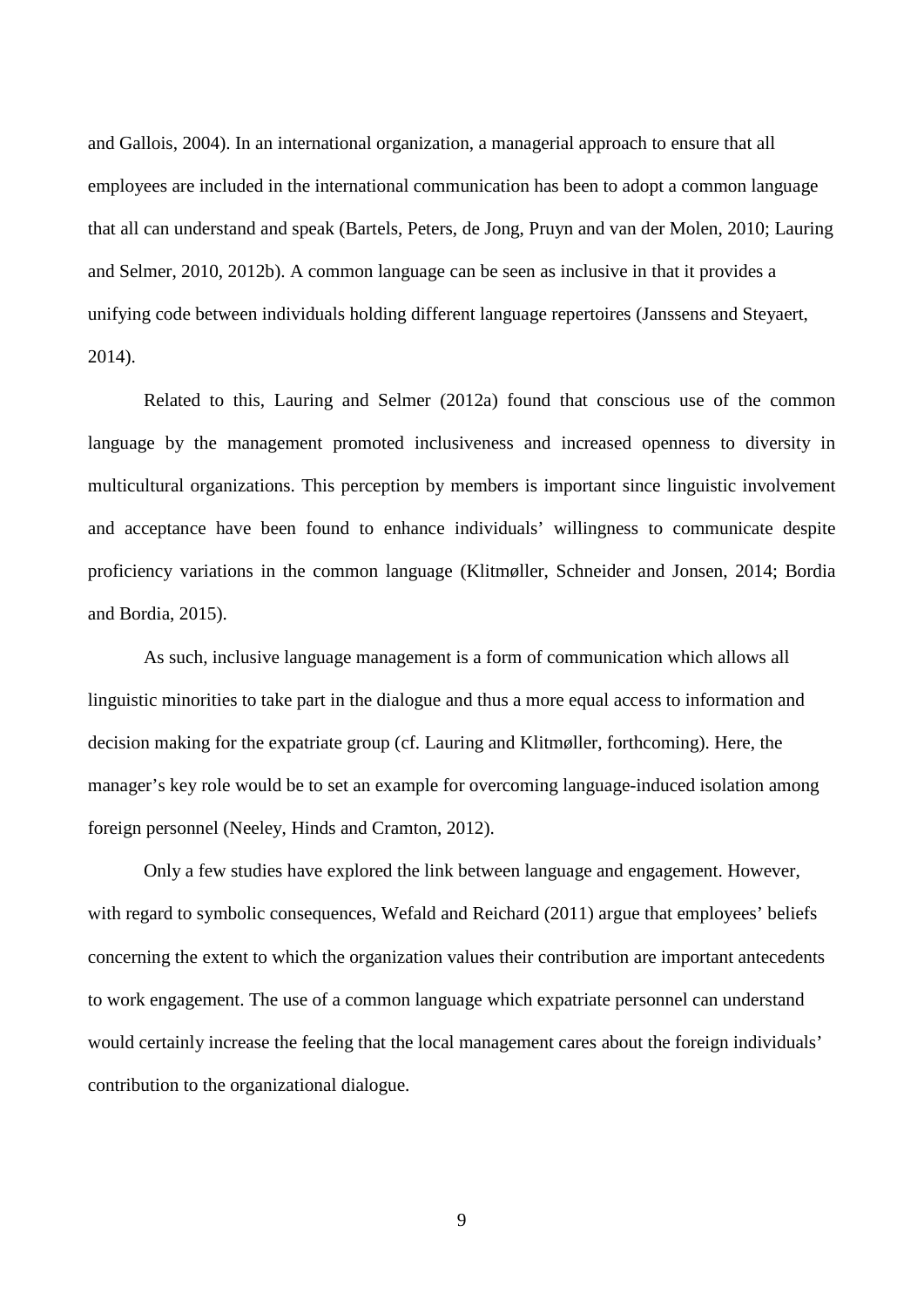and Gallois, 2004). In an international organization, a managerial approach to ensure that all employees are included in the international communication has been to adopt a common language that all can understand and speak (Bartels, Peters, de Jong, Pruyn and van der Molen, 2010; Lauring and Selmer, 2010, 2012b). A common language can be seen as inclusive in that it provides a unifying code between individuals holding different language repertoires (Janssens and Steyaert, 2014).

Related to this, Lauring and Selmer (2012a) found that conscious use of the common language by the management promoted inclusiveness and increased openness to diversity in multicultural organizations. This perception by members is important since linguistic involvement and acceptance have been found to enhance individuals' willingness to communicate despite proficiency variations in the common language (Klitmøller, Schneider and Jonsen, 2014; Bordia and Bordia, 2015).

As such, inclusive language management is a form of communication which allows all linguistic minorities to take part in the dialogue and thus a more equal access to information and decision making for the expatriate group (cf. Lauring and Klitmøller, forthcoming). Here, the manager's key role would be to set an example for overcoming language-induced isolation among foreign personnel (Neeley, Hinds and Cramton, 2012).

Only a few studies have explored the link between language and engagement. However, with regard to symbolic consequences, Wefald and Reichard (2011) argue that employees' beliefs concerning the extent to which the organization values their contribution are important antecedents to work engagement. The use of a common language which expatriate personnel can understand would certainly increase the feeling that the local management cares about the foreign individuals' contribution to the organizational dialogue.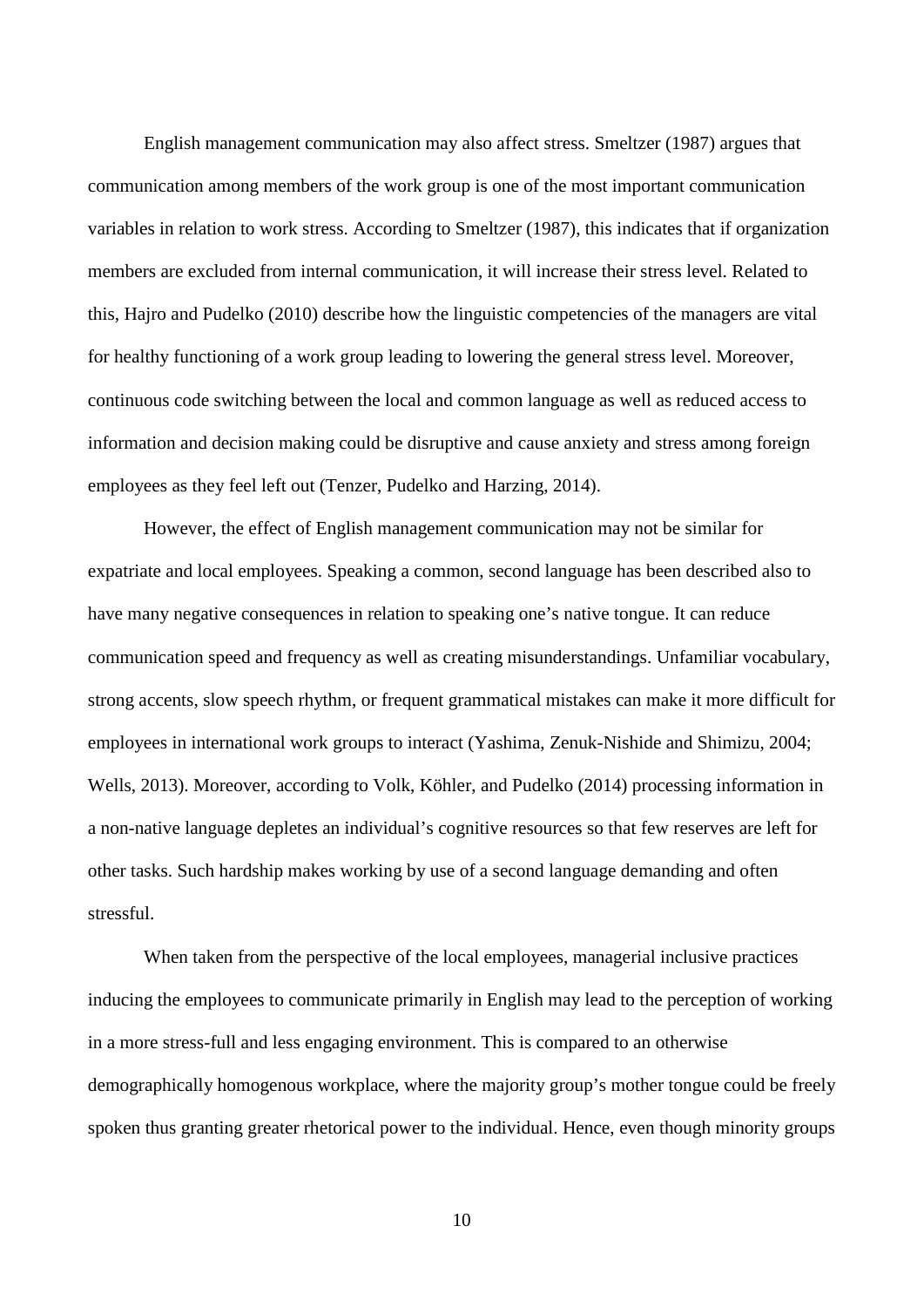English management communication may also affect stress. Smeltzer (1987) argues that communication among members of the work group is one of the most important communication variables in relation to work stress. According to Smeltzer (1987), this indicates that if organization members are excluded from internal communication, it will increase their stress level. Related to this, Hajro and Pudelko (2010) describe how the linguistic competencies of the managers are vital for healthy functioning of a work group leading to lowering the general stress level. Moreover, continuous code switching between the local and common language as well as reduced access to information and decision making could be disruptive and cause anxiety and stress among foreign employees as they feel left out (Tenzer, Pudelko and Harzing, 2014).

However, the effect of English management communication may not be similar for expatriate and local employees. Speaking a common, second language has been described also to have many negative consequences in relation to speaking one's native tongue. It can reduce communication speed and frequency as well as creating misunderstandings. Unfamiliar vocabulary, strong accents, slow speech rhythm, or frequent grammatical mistakes can make it more difficult for employees in international work groups to interact (Yashima, Zenuk-Nishide and Shimizu, 2004; Wells, 2013). Moreover, according to Volk, Köhler, and Pudelko (2014) processing information in a non-native language depletes an individual's cognitive resources so that few reserves are left for other tasks. Such hardship makes working by use of a second language demanding and often stressful.

When taken from the perspective of the local employees, managerial inclusive practices inducing the employees to communicate primarily in English may lead to the perception of working in a more stress-full and less engaging environment. This is compared to an otherwise demographically homogenous workplace, where the majority group's mother tongue could be freely spoken thus granting greater rhetorical power to the individual. Hence, even though minority groups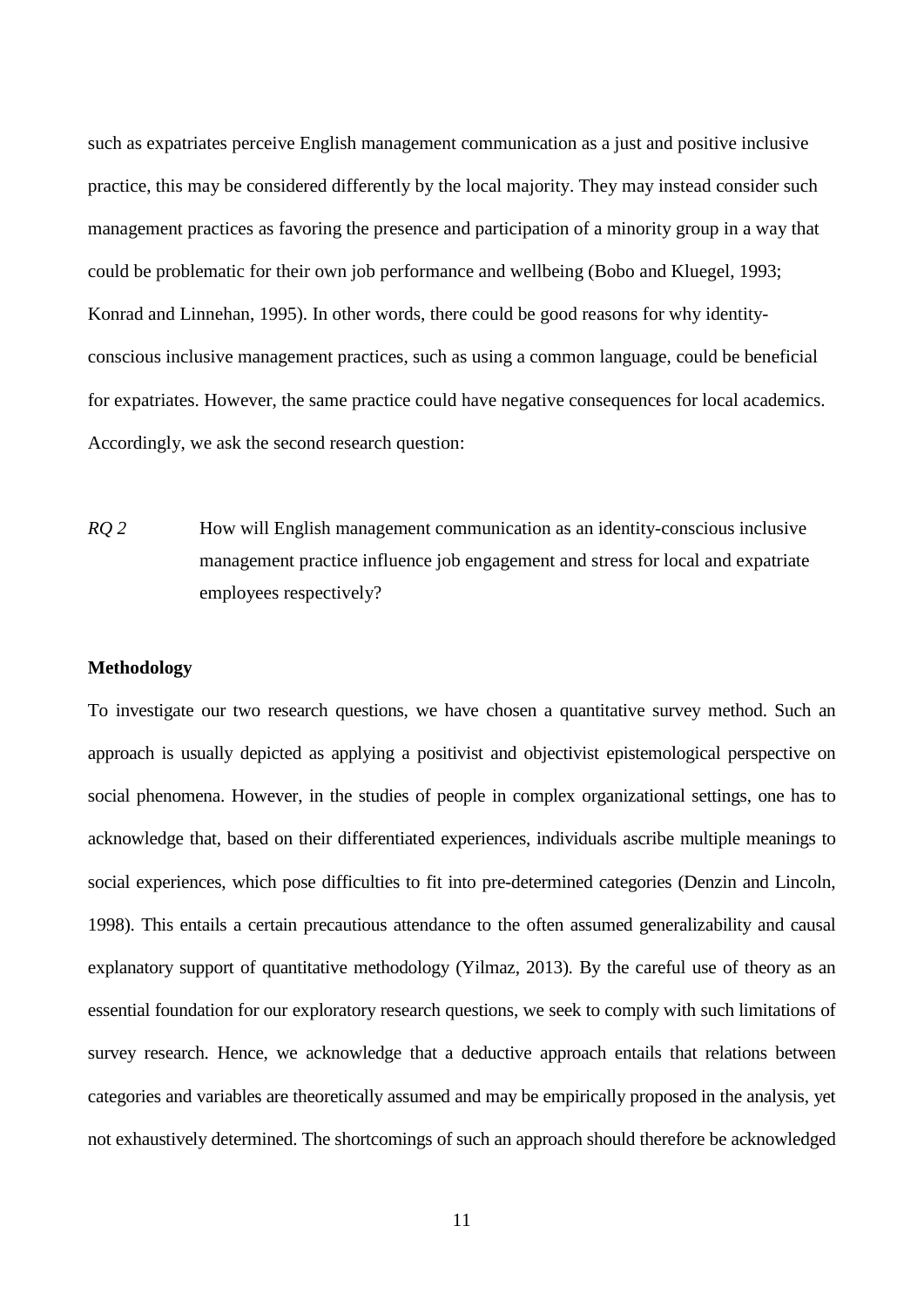such as expatriates perceive English management communication as a just and positive inclusive practice, this may be considered differently by the local majority. They may instead consider such management practices as favoring the presence and participation of a minority group in a way that could be problematic for their own job performance and wellbeing (Bobo and Kluegel, 1993; Konrad and Linnehan, 1995). In other words, there could be good reasons for why identity-conscious inclusive management practices, such as using a common language, could be beneficial for expatriates. However, the same practice could have negative consequences for local academics. Accordingly, we ask the second research question:

*RQ 2* How will English management communication as an identity-conscious inclusive management practice influence job engagement and stress for local and expatriate employees respectively?

**Methodology**

To investigate our two research questions, we have chosen a quantitative survey method. Such an approach is usually depicted as applying a positivist and objectivist epistemological perspective on social phenomena. However, in the studies of people in complex organizational settings, one has to acknowledge that, based on their differentiated experiences, individuals ascribe multiple meanings to social experiences, which pose difficulties to fit into pre-determined categories (Denzin and Lincoln, 1998). This entails a certain precautious attendance to the often assumed generalizability and causal explanatory support of quantitative methodology (Yilmaz, 2013). By the careful use of theory as an essential foundation for our exploratory research questions, we seek to comply with such limitations of survey research. Hence, we acknowledge that a deductive approach entails that relations between categories and variables are theoretically assumed and may be empirically proposed in the analysis, yet not exhaustively determined. The shortcomings of such an approach should therefore be acknowledged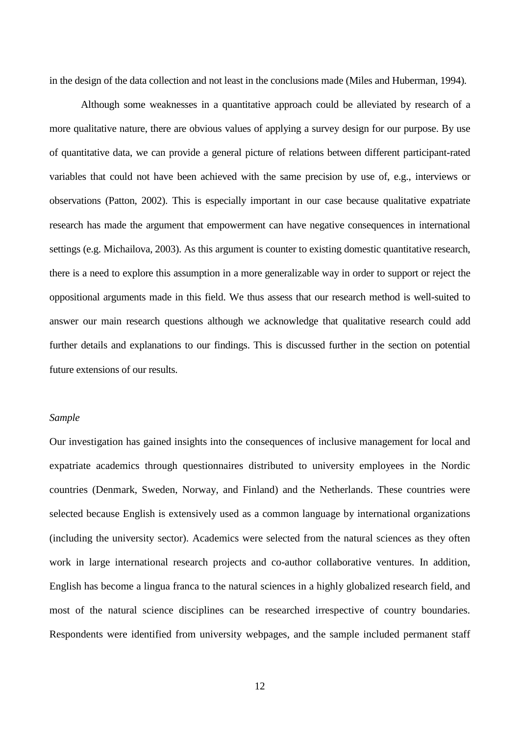in the design of the data collection and not least in the conclusions made (Miles and Huberman, 1994).

Although some weaknesses in a quantitative approach could be alleviated by research of a more qualitative nature, there are obvious values of applying a survey design for our purpose. By use of quantitative data, we can provide a general picture of relations between different participant-rated variables that could not have been achieved with the same precision by use of, e.g., interviews or observations (Patton, 2002). This is especially important in our case because qualitative expatriate research has made the argument that empowerment can have negative consequences in international settings (e.g. Michailova, 2003). As this argument is counter to existing domestic quantitative research, there is a need to explore this assumption in a more generalizable way in order to support or reject the oppositional arguments made in this field. We thus assess that our research method is well-suited to answer our main research questions although we acknowledge that qualitative research could add further details and explanations to our findings. This is discussed further in the section on potential future extensions of our results.

*Sample*

Our investigation has gained insights into the consequences of inclusive management for local and expatriate academics through questionnaires distributed to university employees in the Nordic countries (Denmark, Sweden, Norway, and Finland) and the Netherlands. These countries were selected because English is extensively used as a common language by international organizations (including the university sector). Academics were selected from the natural sciences as they often work in large international research projects and co-author collaborative ventures. In addition, English has become a lingua franca to the natural sciences in a highly globalized research field, and most of the natural science disciplines can be researched irrespective of country boundaries. Respondents were identified from university webpages, and the sample included permanent staff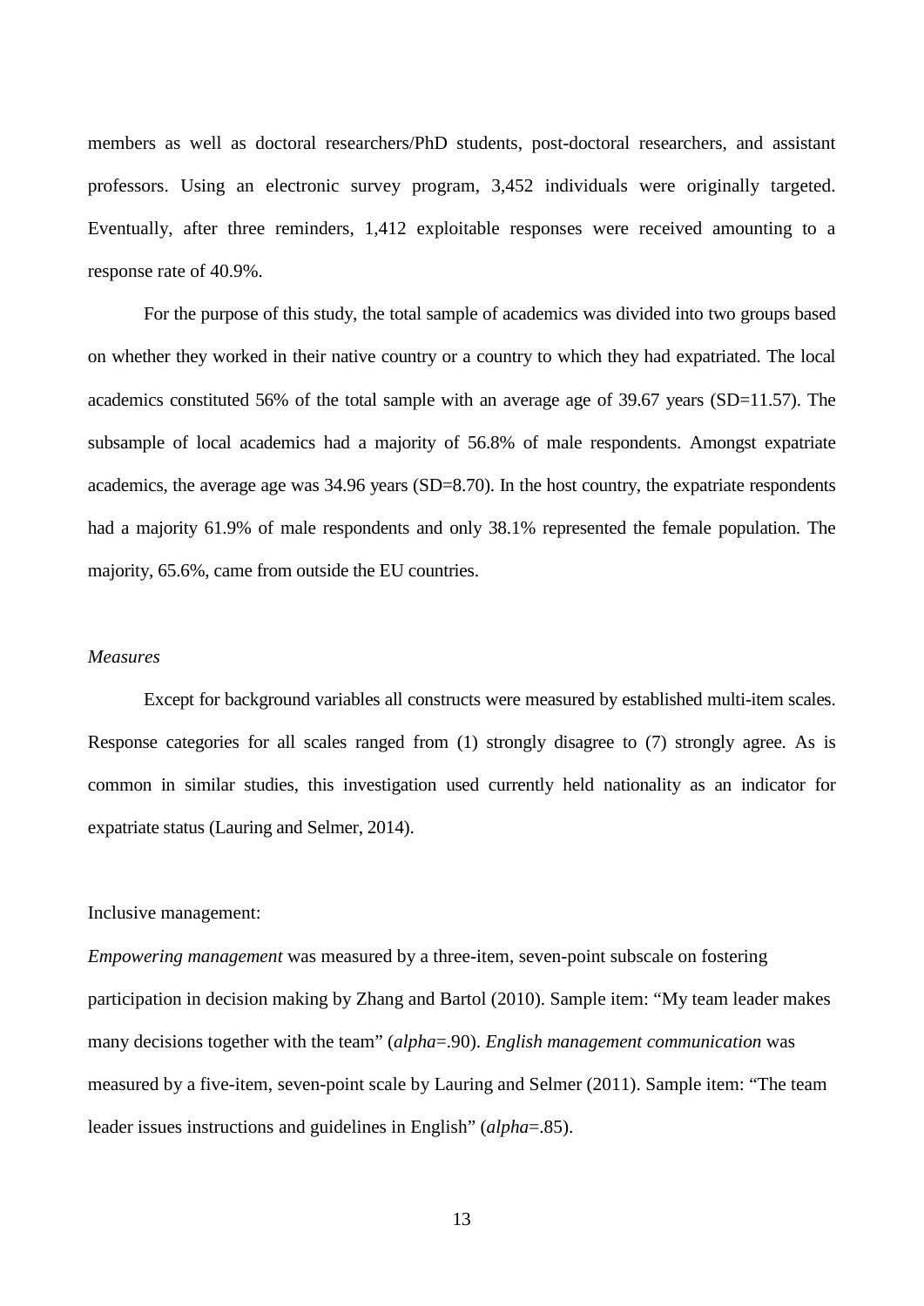members as well as doctoral researchers/PhD students, post-doctoral researchers, and assistant professors. Using an electronic survey program, 3,452 individuals were originally targeted. Eventually, after three reminders, 1,412 exploitable responses were received amounting to a response rate of 40.9%.

For the purpose of this study, the total sample of academics was divided into two groups based on whether they worked in their native country or a country to which they had expatriated. The local academics constituted 56% of the total sample with an average age of 39.67 years (SD=11.57). The subsample of local academics had a majority of 56.8% of male respondents. Amongst expatriate academics, the average age was 34.96 years (SD=8.70). In the host country, the expatriate respondents had a majority 61.9% of male respondents and only 38.1% represented the female population. The majority, 65.6%, came from outside the EU countries.

*Measures*

Except for background variables all constructs were measured by established multi-item scales. Response categories for all scales ranged from (1) strongly disagree to (7) strongly agree. As is common in similar studies, this investigation used currently held nationality as an indicator for expatriate status (Lauring and Selmer, 2014).

Inclusive management:

*Empowering management* was measured by a three-item, seven-point subscale on fostering participation in decision making by Zhang and Bartol (2010). Sample item: "My team leader makes many decisions together with the team" (*alpha*=.90). *English management communication* was measured by a five-item, seven-point scale by Lauring and Selmer (2011). Sample item: "The team leader issues instructions and guidelines in English" (*alpha*=.85).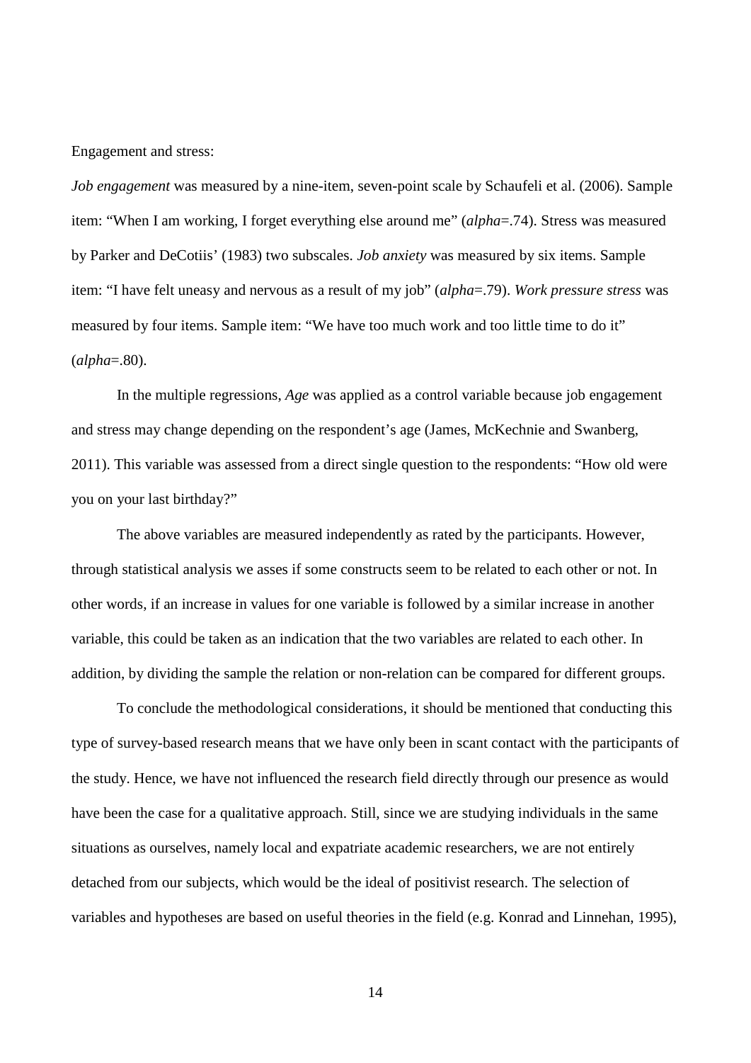Engagement and stress:

*Job engagement* was measured by a nine-item, seven-point scale by Schaufeli et al. (2006). Sample item: “When I am working, I forget everything else around me” (*alpha*=.74). Stress was measured by Parker and DeCotiis’ (1983) two subscales. *Job anxiety* was measured by six items. Sample item: “I have felt uneasy and nervous as a result of my job” (*alpha*=.79). *Work pressure stress* was measured by four items. Sample item: “We have too much work and too little time to do it” (*alpha*=.80).

In the multiple regressions, *Age* was applied as a control variable because job engagement and stress may change depending on the respondent’s age (James, McKechnie and Swanberg, 2011). This variable was assessed from a direct single question to the respondents: “How old were you on your last birthday?”

The above variables are measured independently as rated by the participants. However, through statistical analysis we asses if some constructs seem to be related to each other or not. In other words, if an increase in values for one variable is followed by a similar increase in another variable, this could be taken as an indication that the two variables are related to each other. In addition, by dividing the sample the relation or non-relation can be compared for different groups.

To conclude the methodological considerations, it should be mentioned that conducting this type of survey-based research means that we have only been in scant contact with the participants of the study. Hence, we have not influenced the research field directly through our presence as would have been the case for a qualitative approach. Still, since we are studying individuals in the same situations as ourselves, namely local and expatriate academic researchers, we are not entirely detached from our subjects, which would be the ideal of positivist research. The selection of variables and hypotheses are based on useful theories in the field (e.g. Konrad and Linnehan, 1995),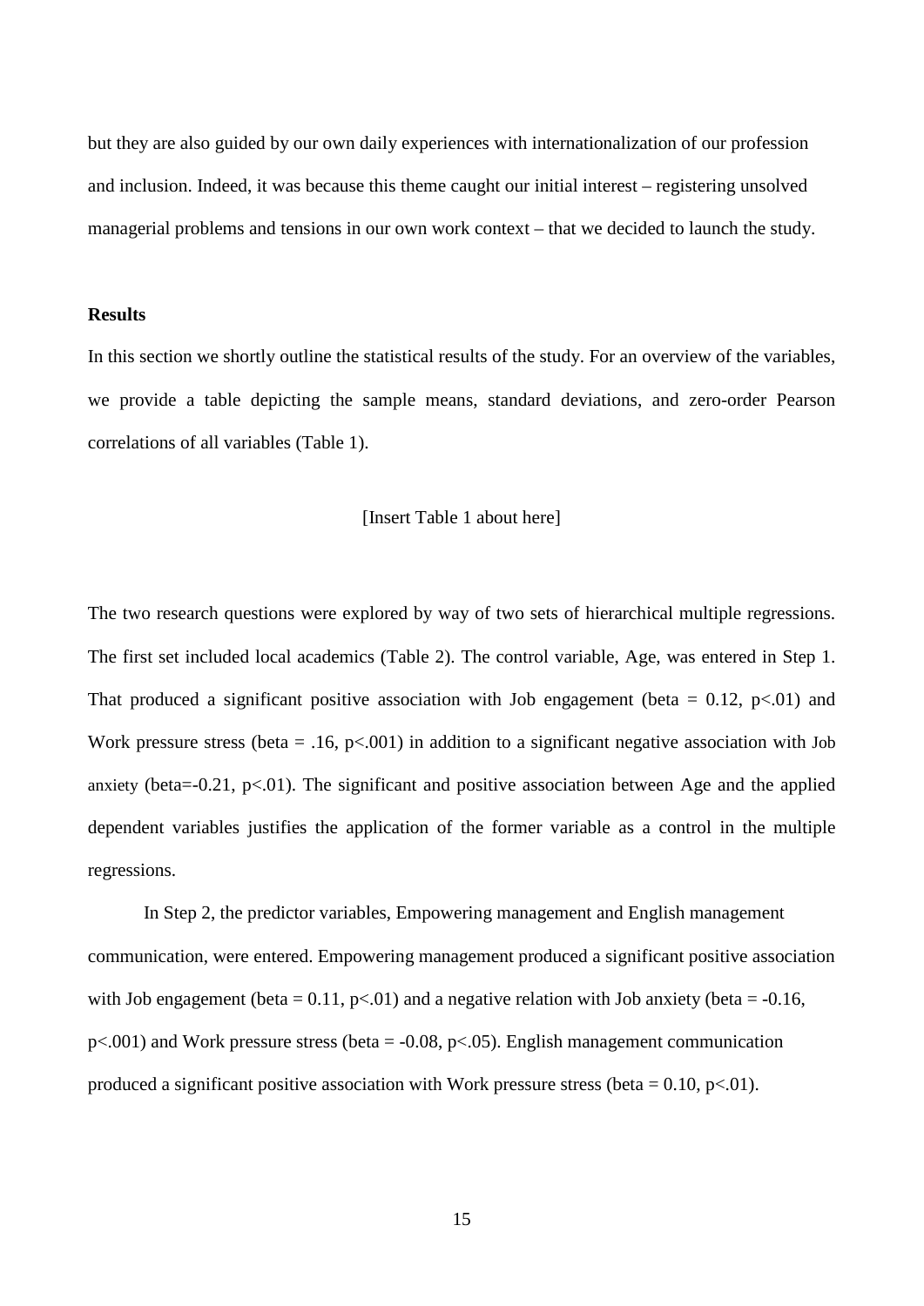but they are also guided by our own daily experiences with internationalization of our profession and inclusion. Indeed, it was because this theme caught our initial interest – registering unsolved managerial problems and tensions in our own work context – that we decided to launch the study.

## Results

In this section we shortly outline the statistical results of the study. For an overview of the variables, we provide a table depicting the sample means, standard deviations, and zero-order Pearson correlations of all variables (Table 1).

[Insert Table 1 about here]

The two research questions were explored by way of two sets of hierarchical multiple regressions. The first set included local academics (Table 2). The control variable, Age, was entered in Step 1. That produced a significant positive association with Job engagement (beta = 0.12, $p<.01$) and Work pressure stress (beta = .16, $p<.001$) in addition to a significant negative association with Job anxiety (beta=-0.21, $p<.01$). The significant and positive association between Age and the applied dependent variables justifies the application of the former variable as a control in the multiple regressions.

In Step 2, the predictor variables, Empowering management and English management communication, were entered. Empowering management produced a significant positive association with Job engagement (beta = 0.11, $p<.01$) and a negative relation with Job anxiety (beta = -0.16, $p<.001$) and Work pressure stress (beta = -0.08, $p<.05$). English management communication produced a significant positive association with Work pressure stress (beta = 0.10, $p<.01$).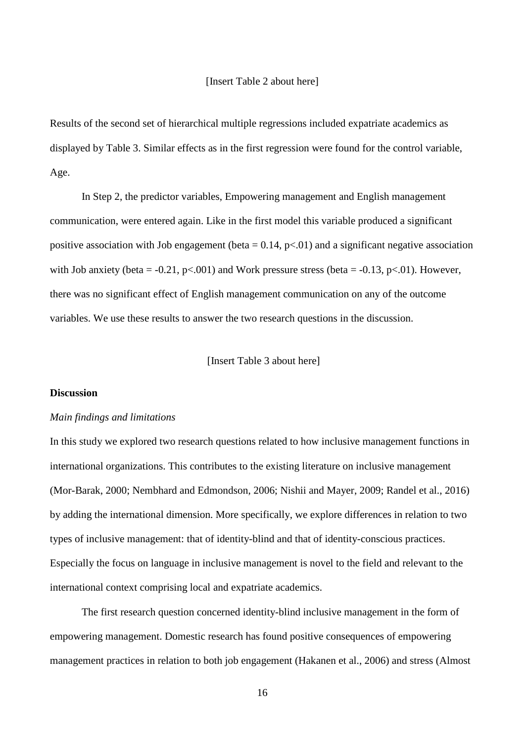[Insert Table 2 about here]

Results of the second set of hierarchical multiple regressions included expatriate academics as displayed by Table 3. Similar effects as in the first regression were found for the control variable, Age.

In Step 2, the predictor variables, Empowering management and English management communication, were entered again. Like in the first model this variable produced a significant positive association with Job engagement (beta = 0.14, $p<.01$) and a significant negative association with Job anxiety (beta = -0.21, $p<.001$) and Work pressure stress (beta = -0.13, $p<.01$). However, there was no significant effect of English management communication on any of the outcome variables. We use these results to answer the two research questions in the discussion.

[Insert Table 3 about here]

## Discussion

### *Main findings and limitations*

In this study we explored two research questions related to how inclusive management functions in international organizations. This contributes to the existing literature on inclusive management (Mor-Barak, 2000; Nembhard and Edmondson, 2006; Nishii and Mayer, 2009; Randel et al., 2016) by adding the international dimension. More specifically, we explore differences in relation to two types of inclusive management: that of identity-blind and that of identity-conscious practices. Especially the focus on language in inclusive management is novel to the field and relevant to the international context comprising local and expatriate academics.

The first research question concerned identity-blind inclusive management in the form of empowering management. Domestic research has found positive consequences of empowering management practices in relation to both job engagement (Hakanen et al., 2006) and stress (Almost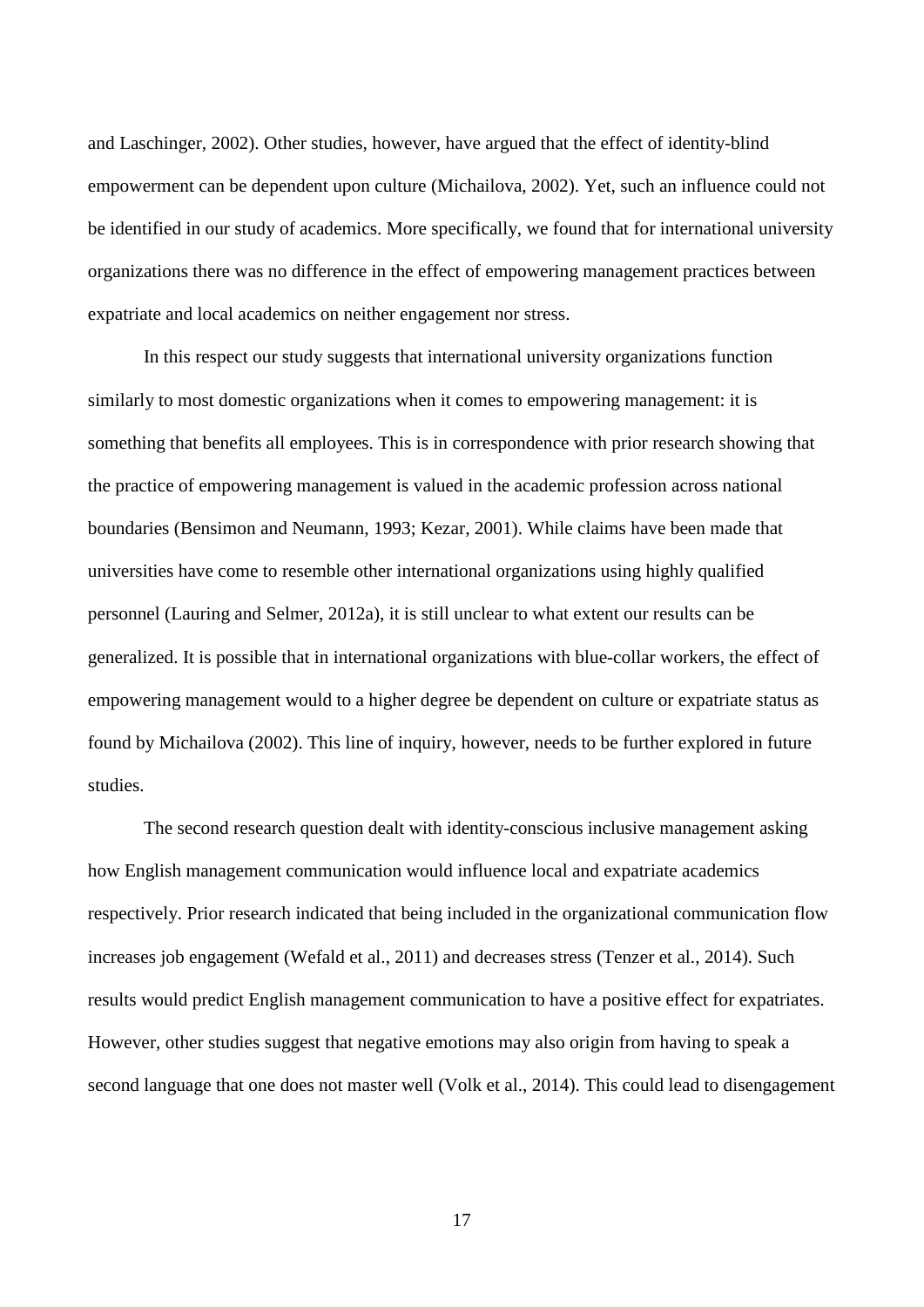and Laschinger, 2002). Other studies, however, have argued that the effect of identity-blind empowerment can be dependent upon culture (Michailova, 2002). Yet, such an influence could not be identified in our study of academics. More specifically, we found that for international university organizations there was no difference in the effect of empowering management practices between expatriate and local academics on neither engagement nor stress.

In this respect our study suggests that international university organizations function similarly to most domestic organizations when it comes to empowering management: it is something that benefits all employees. This is in correspondence with prior research showing that the practice of empowering management is valued in the academic profession across national boundaries (Bensimon and Neumann, 1993; Kezar, 2001). While claims have been made that universities have come to resemble other international organizations using highly qualified personnel (Lauring and Selmer, 2012a), it is still unclear to what extent our results can be generalized. It is possible that in international organizations with blue-collar workers, the effect of empowering management would to a higher degree be dependent on culture or expatriate status as found by Michailova (2002). This line of inquiry, however, needs to be further explored in future studies.

The second research question dealt with identity-conscious inclusive management asking how English management communication would influence local and expatriate academics respectively. Prior research indicated that being included in the organizational communication flow increases job engagement (Wefald et al., 2011) and decreases stress (Tenzer et al., 2014). Such results would predict English management communication to have a positive effect for expatriates. However, other studies suggest that negative emotions may also origin from having to speak a second language that one does not master well (Volk et al., 2014). This could lead to disengagement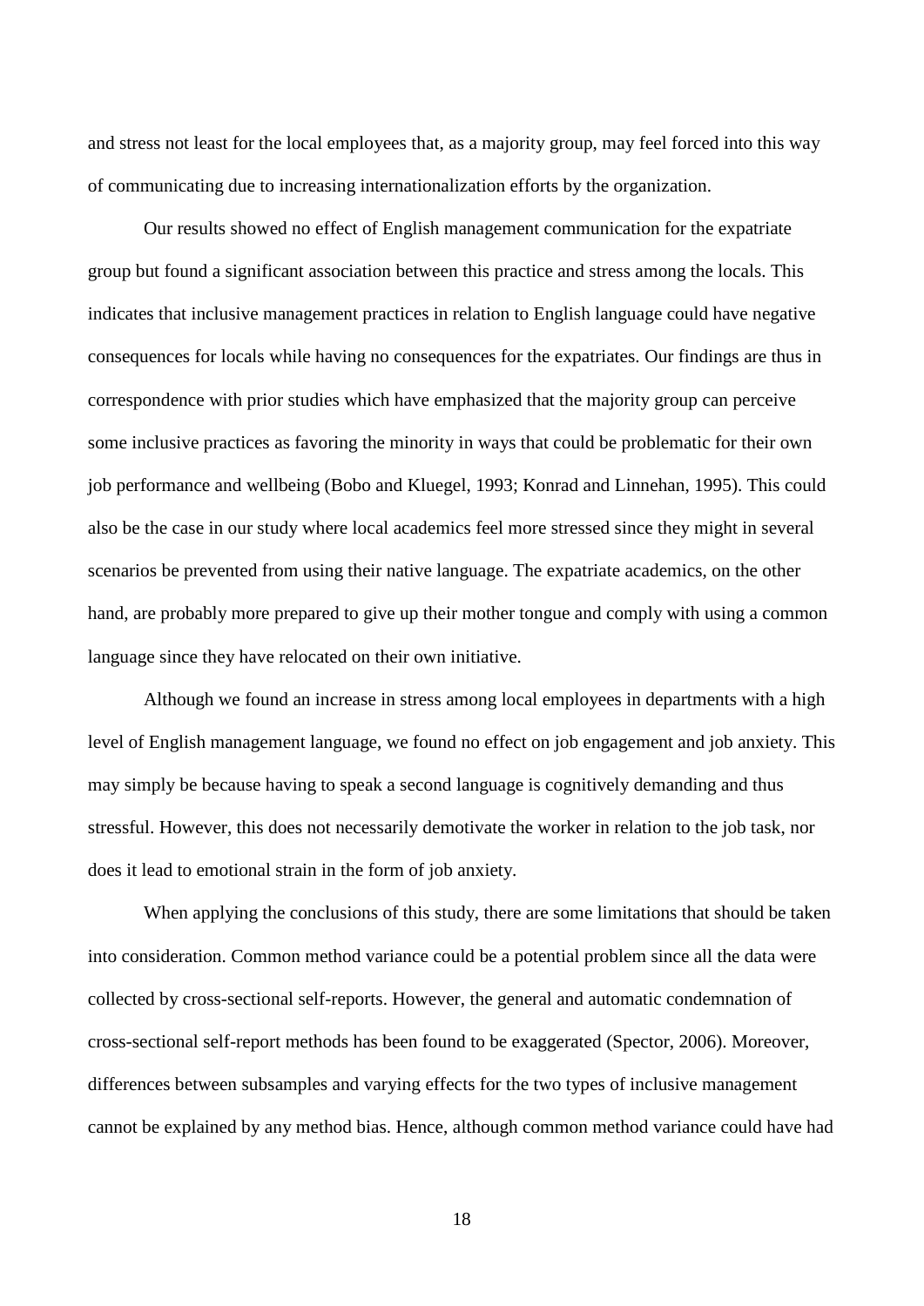and stress not least for the local employees that, as a majority group, may feel forced into this way of communicating due to increasing internationalization efforts by the organization.

Our results showed no effect of English management communication for the expatriate group but found a significant association between this practice and stress among the locals. This indicates that inclusive management practices in relation to English language could have negative consequences for locals while having no consequences for the expatriates. Our findings are thus in correspondence with prior studies which have emphasized that the majority group can perceive some inclusive practices as favoring the minority in ways that could be problematic for their own job performance and wellbeing (Bobo and Kluegel, 1993; Konrad and Linnehan, 1995). This could also be the case in our study where local academics feel more stressed since they might in several scenarios be prevented from using their native language. The expatriate academics, on the other hand, are probably more prepared to give up their mother tongue and comply with using a common language since they have relocated on their own initiative.

Although we found an increase in stress among local employees in departments with a high level of English management language, we found no effect on job engagement and job anxiety. This may simply be because having to speak a second language is cognitively demanding and thus stressful. However, this does not necessarily demotivate the worker in relation to the job task, nor does it lead to emotional strain in the form of job anxiety.

When applying the conclusions of this study, there are some limitations that should be taken into consideration. Common method variance could be a potential problem since all the data were collected by cross-sectional self-reports. However, the general and automatic condemnation of cross-sectional self-report methods has been found to be exaggerated (Spector, 2006). Moreover, differences between subsamples and varying effects for the two types of inclusive management cannot be explained by any method bias. Hence, although common method variance could have had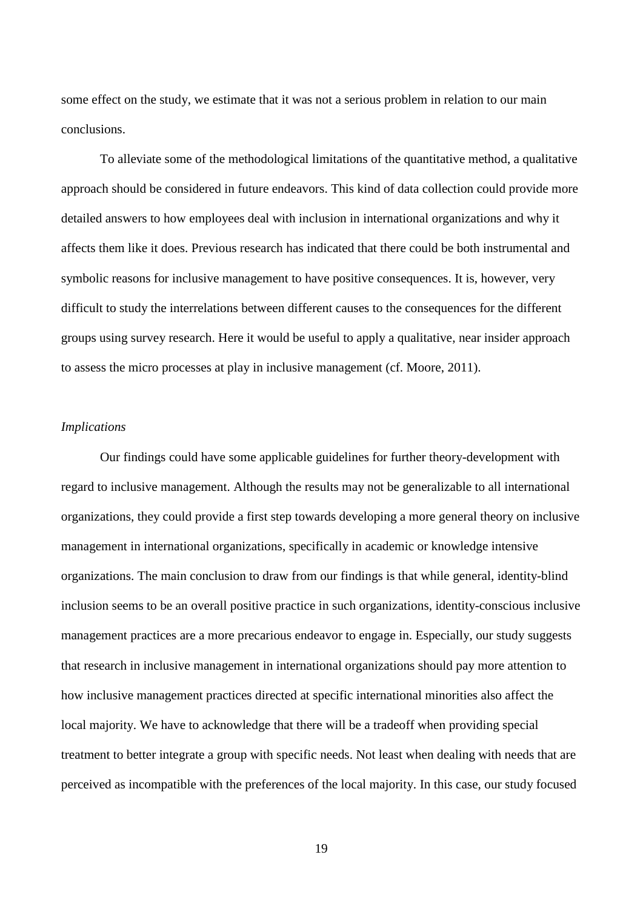some effect on the study, we estimate that it was not a serious problem in relation to our main conclusions.

To alleviate some of the methodological limitations of the quantitative method, a qualitative approach should be considered in future endeavors. This kind of data collection could provide more detailed answers to how employees deal with inclusion in international organizations and why it affects them like it does. Previous research has indicated that there could be both instrumental and symbolic reasons for inclusive management to have positive consequences. It is, however, very difficult to study the interrelations between different causes to the consequences for the different groups using survey research. Here it would be useful to apply a qualitative, near insider approach to assess the micro processes at play in inclusive management (cf. Moore, 2011).

*Implications*

Our findings could have some applicable guidelines for further theory-development with regard to inclusive management. Although the results may not be generalizable to all international organizations, they could provide a first step towards developing a more general theory on inclusive management in international organizations, specifically in academic or knowledge intensive organizations. The main conclusion to draw from our findings is that while general, identity-blind inclusion seems to be an overall positive practice in such organizations, identity-conscious inclusive management practices are a more precarious endeavor to engage in. Especially, our study suggests that research in inclusive management in international organizations should pay more attention to how inclusive management practices directed at specific international minorities also affect the local majority. We have to acknowledge that there will be a tradeoff when providing special treatment to better integrate a group with specific needs. Not least when dealing with needs that are perceived as incompatible with the preferences of the local majority. In this case, our study focused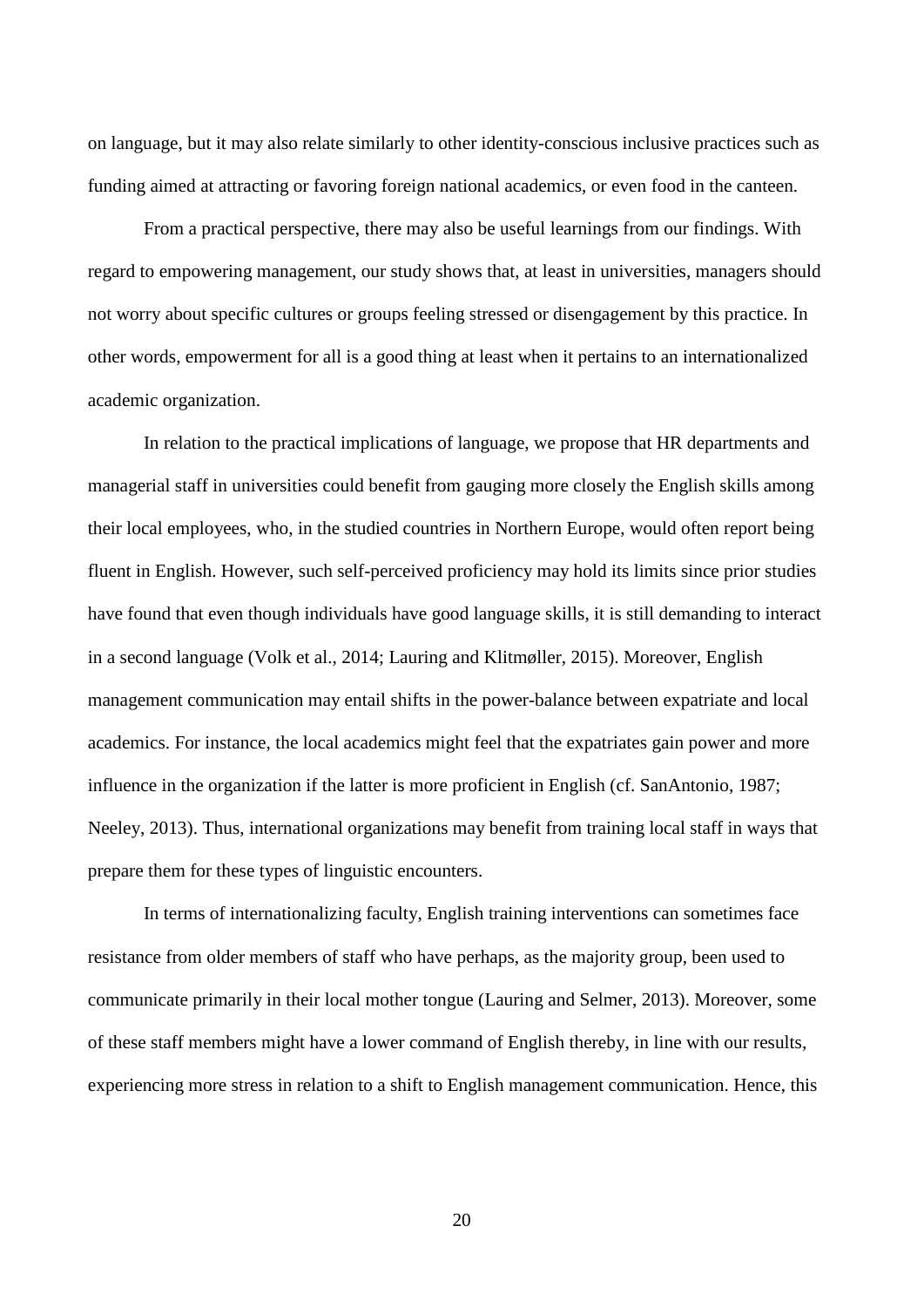on language, but it may also relate similarly to other identity-conscious inclusive practices such as funding aimed at attracting or favoring foreign national academics, or even food in the canteen.

From a practical perspective, there may also be useful learnings from our findings. With regard to empowering management, our study shows that, at least in universities, managers should not worry about specific cultures or groups feeling stressed or disengagement by this practice. In other words, empowerment for all is a good thing at least when it pertains to an internationalized academic organization.

In relation to the practical implications of language, we propose that HR departments and managerial staff in universities could benefit from gauging more closely the English skills among their local employees, who, in the studied countries in Northern Europe, would often report being fluent in English. However, such self-perceived proficiency may hold its limits since prior studies have found that even though individuals have good language skills, it is still demanding to interact in a second language (Volk et al., 2014; Lauring and Klitmøller, 2015). Moreover, English management communication may entail shifts in the power-balance between expatriate and local academics. For instance, the local academics might feel that the expatriates gain power and more influence in the organization if the latter is more proficient in English (cf. SanAntonio, 1987; Neeley, 2013). Thus, international organizations may benefit from training local staff in ways that prepare them for these types of linguistic encounters.

In terms of internationalizing faculty, English training interventions can sometimes face resistance from older members of staff who have perhaps, as the majority group, been used to communicate primarily in their local mother tongue (Lauring and Selmer, 2013). Moreover, some of these staff members might have a lower command of English thereby, in line with our results, experiencing more stress in relation to a shift to English management communication. Hence, this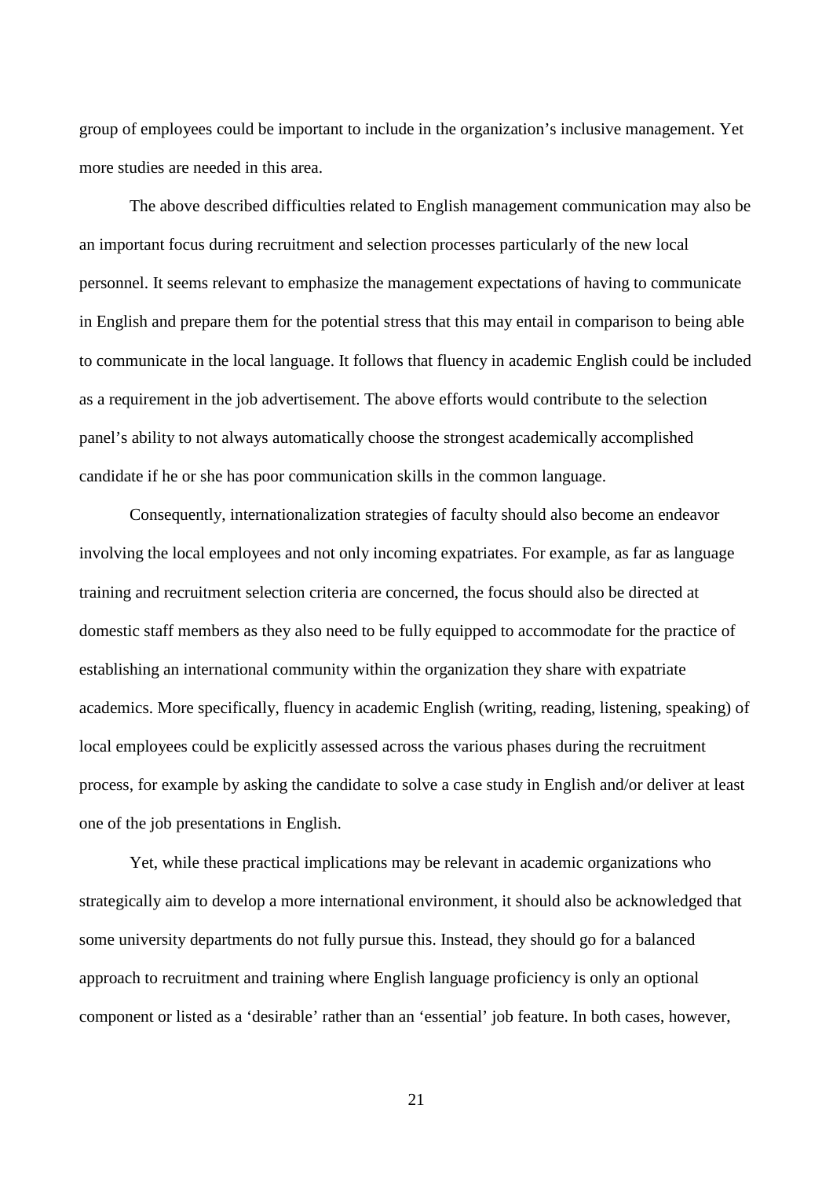group of employees could be important to include in the organization's inclusive management. Yet more studies are needed in this area.

The above described difficulties related to English management communication may also be an important focus during recruitment and selection processes particularly of the new local personnel. It seems relevant to emphasize the management expectations of having to communicate in English and prepare them for the potential stress that this may entail in comparison to being able to communicate in the local language. It follows that fluency in academic English could be included as a requirement in the job advertisement. The above efforts would contribute to the selection panel's ability to not always automatically choose the strongest academically accomplished candidate if he or she has poor communication skills in the common language.

Consequently, internationalization strategies of faculty should also become an endeavor involving the local employees and not only incoming expatriates. For example, as far as language training and recruitment selection criteria are concerned, the focus should also be directed at domestic staff members as they also need to be fully equipped to accommodate for the practice of establishing an international community within the organization they share with expatriate academics. More specifically, fluency in academic English (writing, reading, listening, speaking) of local employees could be explicitly assessed across the various phases during the recruitment process, for example by asking the candidate to solve a case study in English and/or deliver at least one of the job presentations in English.

Yet, while these practical implications may be relevant in academic organizations who strategically aim to develop a more international environment, it should also be acknowledged that some university departments do not fully pursue this. Instead, they should go for a balanced approach to recruitment and training where English language proficiency is only an optional component or listed as a 'desirable' rather than an 'essential' job feature. In both cases, however,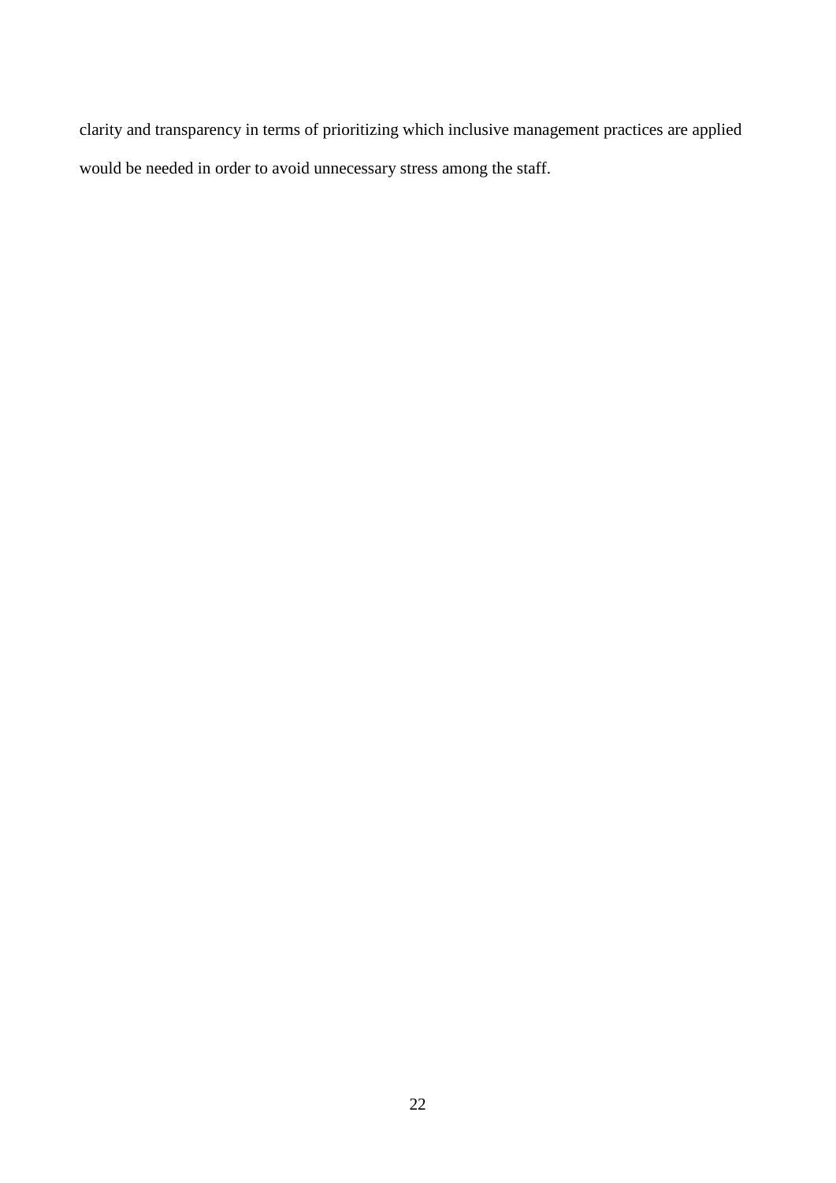clarity and transparency in terms of prioritizing which inclusive management practices are applied would be needed in order to avoid unnecessary stress among the staff.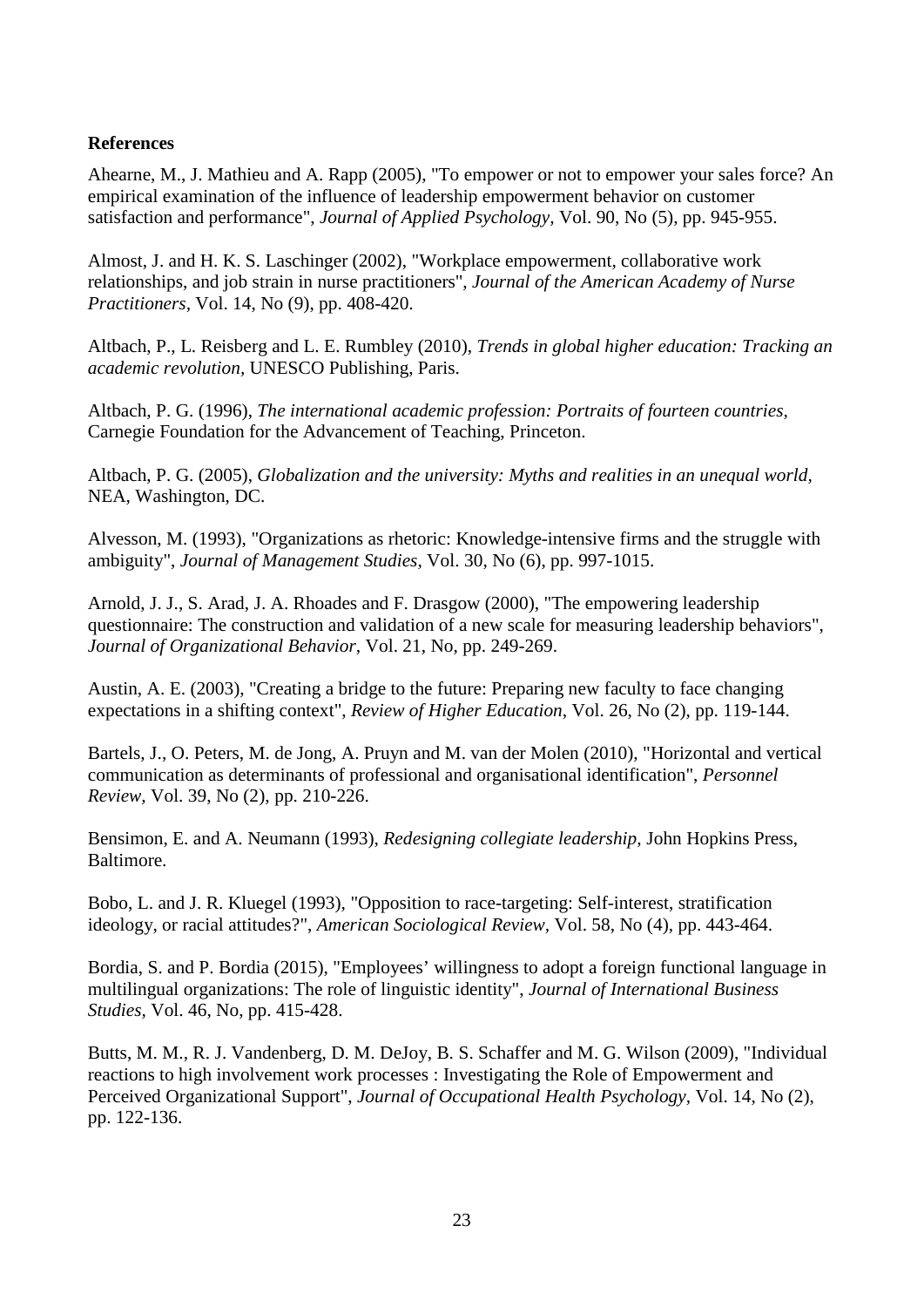**References**

Ahearne, M., J. Mathieu and A. Rapp (2005), "To empower or not to empower your sales force? An empirical examination of the influence of leadership empowerment behavior on customer satisfaction and performance", *Journal of Applied Psychology,* Vol. 90, No (5), pp. 945-955.

Almost, J. and H. K. S. Laschinger (2002), "Workplace empowerment, collaborative work relationships, and job strain in nurse practitioners", *Journal of the American Academy of Nurse Practitioners,* Vol. 14, No (9), pp. 408-420.

Altbach, P., L. Reisberg and L. E. Rumbley (2010), *Trends in global higher education: Tracking an academic revolution,* UNESCO Publishing, Paris.

Altbach, P. G. (1996), *The international academic profession: Portraits of fourteen countries,* Carnegie Foundation for the Advancement of Teaching, Princeton.

Altbach, P. G. (2005), *Globalization and the university: Myths and realities in an unequal world,* NEA, Washington, DC.

Alvesson, M. (1993), "Organizations as rhetoric: Knowledge-intensive firms and the struggle with ambiguity", *Journal of Management Studies,* Vol. 30, No (6), pp. 997-1015.

Arnold, J. J., S. Arad, J. A. Rhoades and F. Drasgow (2000), "The empowering leadership questionnaire: The construction and validation of a new scale for measuring leadership behaviors", *Journal of Organizational Behavior,* Vol. 21, No, pp. 249-269.

Austin, A. E. (2003), "Creating a bridge to the future: Preparing new faculty to face changing expectations in a shifting context", *Review of Higher Education,* Vol. 26, No (2), pp. 119-144.

Bartels, J., O. Peters, M. de Jong, A. Pruyn and M. van der Molen (2010), "Horizontal and vertical communication as determinants of professional and organisational identification", *Personnel Review,* Vol. 39, No (2), pp. 210-226.

Bensimon, E. and A. Neumann (1993), *Redesigning collegiate leadership,* John Hopkins Press, Baltimore.

Bobo, L. and J. R. Kluegel (1993), "Opposition to race-targeting: Self-interest, stratification ideology, or racial attitudes?", *American Sociological Review,* Vol. 58, No (4), pp. 443-464.

Bordia, S. and P. Bordia (2015), "Employees' willingness to adopt a foreign functional language in multilingual organizations: The role of linguistic identity", *Journal of International Business Studies,* Vol. 46, No, pp. 415-428.

Butts, M. M., R. J. Vandenberg, D. M. DeJoy, B. S. Schaffer and M. G. Wilson (2009), "Individual reactions to high involvement work processes : Investigating the Role of Empowerment and Perceived Organizational Support", *Journal of Occupational Health Psychology,* Vol. 14, No (2), pp. 122-136.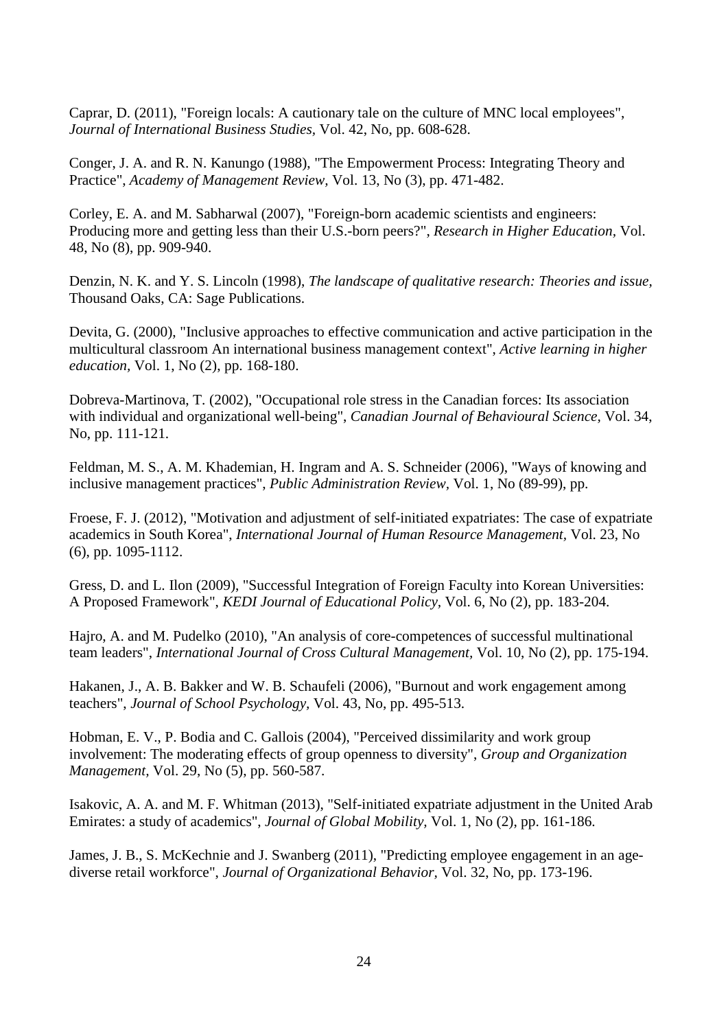Caprar, D. (2011), "Foreign locals: A cautionary tale on the culture of MNC local employees", *Journal of International Business Studies*, Vol. 42, No, pp. 608-628.

Conger, J. A. and R. N. Kanungo (1988), "The Empowerment Process: Integrating Theory and Practice", *Academy of Management Review*, Vol. 13, No (3), pp. 471-482.

Corley, E. A. and M. Sabharwal (2007), "Foreign-born academic scientists and engineers: Producing more and getting less than their U.S.-born peers?", *Research in Higher Education*, Vol. 48, No (8), pp. 909-940.

Denzin, N. K. and Y. S. Lincoln (1998), *The landscape of qualitative research: Theories and issue*, Thousand Oaks, CA: Sage Publications.

Devita, G. (2000), "Inclusive approaches to effective communication and active participation in the multicultural classroom An international business management context", *Active learning in higher education*, Vol. 1, No (2), pp. 168-180.

Dobreva-Martinova, T. (2002), "Occupational role stress in the Canadian forces: Its association with individual and organizational well-being", *Canadian Journal of Behavioural Science*, Vol. 34, No, pp. 111-121.

Feldman, M. S., A. M. Khademian, H. Ingram and A. S. Schneider (2006), "Ways of knowing and inclusive management practices", *Public Administration Review*, Vol. 1, No (89-99), pp.

Froese, F. J. (2012), "Motivation and adjustment of self-initiated expatriates: The case of expatriate academics in South Korea", *International Journal of Human Resource Management*, Vol. 23, No (6), pp. 1095-1112.

Gress, D. and L. Ilon (2009), "Successful Integration of Foreign Faculty into Korean Universities: A Proposed Framework", *KEDI Journal of Educational Policy*, Vol. 6, No (2), pp. 183-204.

Hajro, A. and M. Pudelko (2010), "An analysis of core-competences of successful multinational team leaders", *International Journal of Cross Cultural Management*, Vol. 10, No (2), pp. 175-194.

Hakanen, J., A. B. Bakker and W. B. Schaufeli (2006), "Burnout and work engagement among teachers", *Journal of School Psychology*, Vol. 43, No, pp. 495-513.

Hobman, E. V., P. Bodia and C. Gallois (2004), "Perceived dissimilarity and work group involvement: The moderating effects of group openness to diversity", *Group and Organization Management*, Vol. 29, No (5), pp. 560-587.

Isakovic, A. A. and M. F. Whitman (2013), "Self-initiated expatriate adjustment in the United Arab Emirates: a study of academics", *Journal of Global Mobility*, Vol. 1, No (2), pp. 161-186.

James, J. B., S. McKechnie and J. Swanberg (2011), "Predicting employee engagement in an age-diverse retail workforce", *Journal of Organizational Behavior*, Vol. 32, No, pp. 173-196.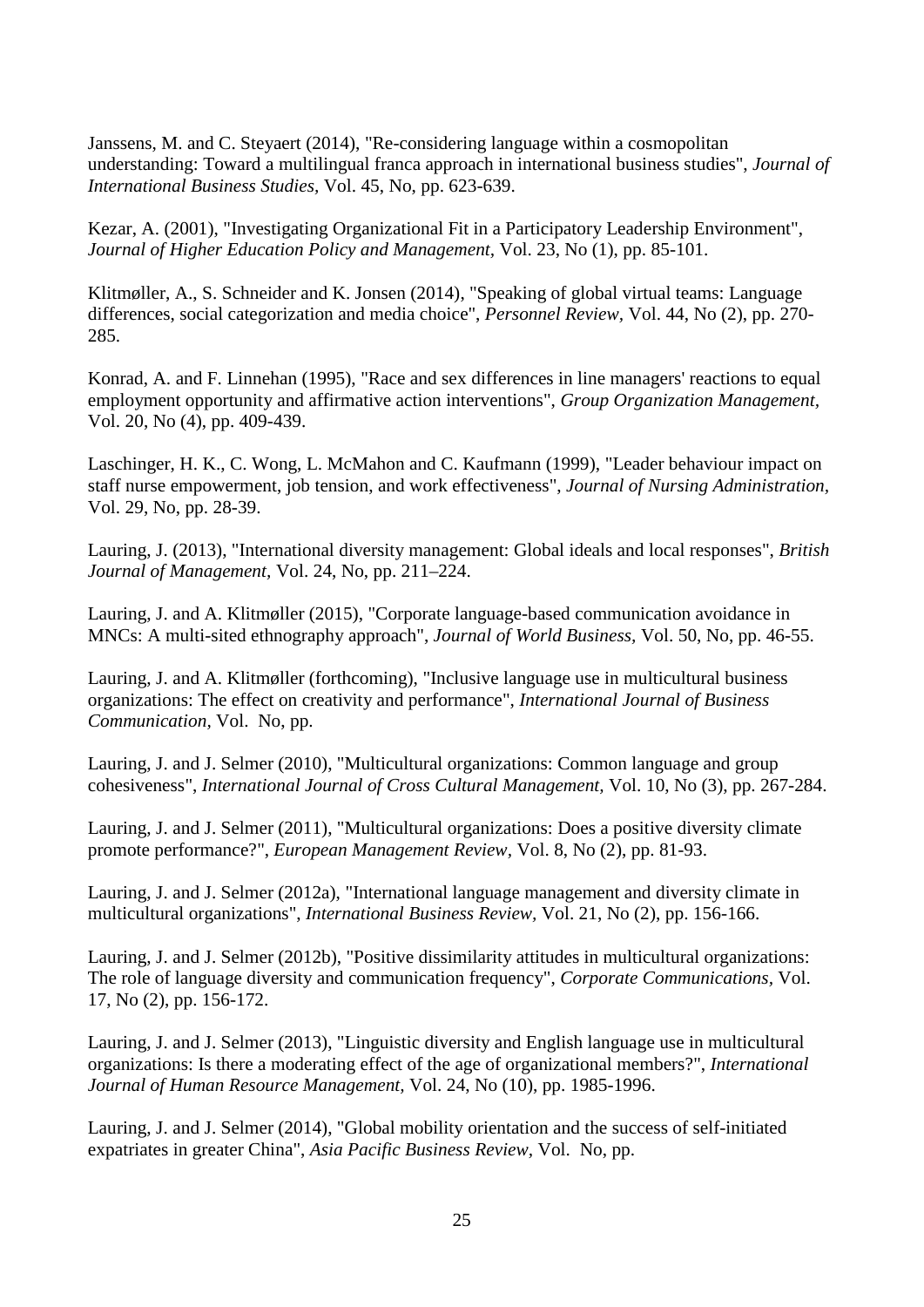Janssens, M. and C. Steyaert (2014), "Re-considering language within a cosmopolitan understanding: Toward a multilingual franca approach in international business studies", *Journal of International Business Studies*, Vol. 45, No, pp. 623-639.

Kezar, A. (2001), "Investigating Organizational Fit in a Participatory Leadership Environment", *Journal of Higher Education Policy and Management*, Vol. 23, No (1), pp. 85-101.

Klitmøller, A., S. Schneider and K. Jonsen (2014), "Speaking of global virtual teams: Language differences, social categorization and media choice", *Personnel Review*, Vol. 44, No (2), pp. 270-285.

Konrad, A. and F. Linnehan (1995), "Race and sex differences in line managers' reactions to equal employment opportunity and affirmative action interventions", *Group Organization Management*, Vol. 20, No (4), pp. 409-439.

Laschinger, H. K., C. Wong, L. McMahon and C. Kaufmann (1999), "Leader behaviour impact on staff nurse empowerment, job tension, and work effectiveness", *Journal of Nursing Administration*, Vol. 29, No, pp. 28-39.

Lauring, J. (2013), "International diversity management: Global ideals and local responses", *British Journal of Management*, Vol. 24, No, pp. 211–224.

Lauring, J. and A. Klitmøller (2015), "Corporate language-based communication avoidance in MNCs: A multi-sited ethnography approach", *Journal of World Business*, Vol. 50, No, pp. 46-55.

Lauring, J. and A. Klitmøller (forthcoming), "Inclusive language use in multicultural business organizations: The effect on creativity and performance", *International Journal of Business Communication*, Vol. No, pp.

Lauring, J. and J. Selmer (2010), "Multicultural organizations: Common language and group cohesiveness", *International Journal of Cross Cultural Management*, Vol. 10, No (3), pp. 267-284.

Lauring, J. and J. Selmer (2011), "Multicultural organizations: Does a positive diversity climate promote performance?", *European Management Review*, Vol. 8, No (2), pp. 81-93.

Lauring, J. and J. Selmer (2012a), "International language management and diversity climate in multicultural organizations", *International Business Review*, Vol. 21, No (2), pp. 156-166.

Lauring, J. and J. Selmer (2012b), "Positive dissimilarity attitudes in multicultural organizations: The role of language diversity and communication frequency", *Corporate Communications*, Vol. 17, No (2), pp. 156-172.

Lauring, J. and J. Selmer (2013), "Linguistic diversity and English language use in multicultural organizations: Is there a moderating effect of the age of organizational members?", *International Journal of Human Resource Management*, Vol. 24, No (10), pp. 1985-1996.

Lauring, J. and J. Selmer (2014), "Global mobility orientation and the success of self-initiated expatriates in greater China", *Asia Pacific Business Review*, Vol. No, pp.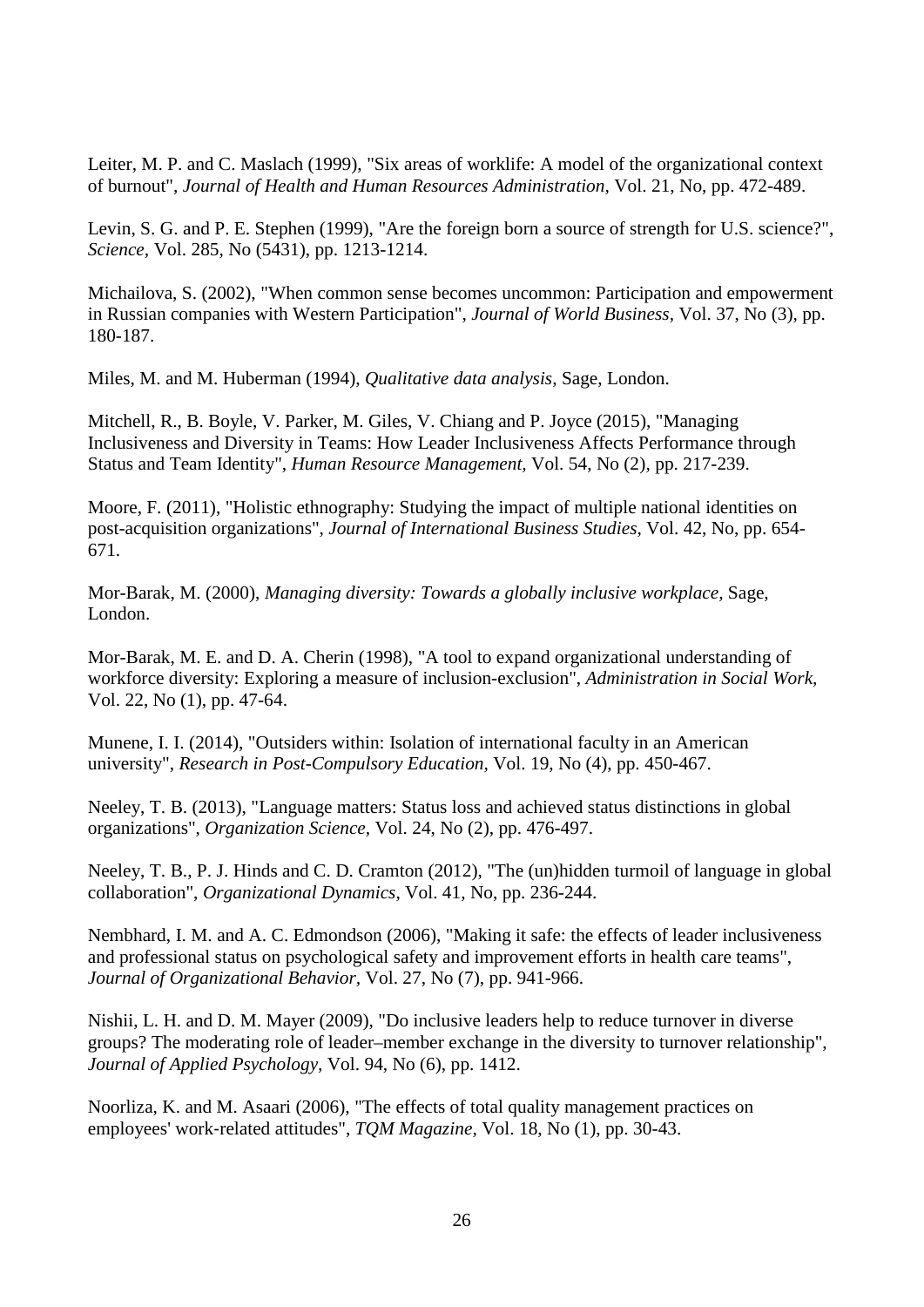Leiter, M. P. and C. Maslach (1999), "Six areas of worklife: A model of the organizational context of burnout", *Journal of Health and Human Resources Administration,* Vol. 21, No, pp. 472-489.

Levin, S. G. and P. E. Stephen (1999), "Are the foreign born a source of strength for U.S. science?", *Science,* Vol. 285, No (5431), pp. 1213-1214.

Michailova, S. (2002), "When common sense becomes uncommon: Participation and empowerment in Russian companies with Western Participation", *Journal of World Business,* Vol. 37, No (3), pp. 180-187.

Miles, M. and M. Huberman (1994), *Qualitative data analysis,* Sage, London.

Mitchell, R., B. Boyle, V. Parker, M. Giles, V. Chiang and P. Joyce (2015), "Managing Inclusiveness and Diversity in Teams: How Leader Inclusiveness Affects Performance through Status and Team Identity", *Human Resource Management,* Vol. 54, No (2), pp. 217-239.

Moore, F. (2011), "Holistic ethnography: Studying the impact of multiple national identities on post-acquisition organizations", *Journal of International Business Studies,* Vol. 42, No, pp. 654-671.

Mor-Barak, M. (2000), *Managing diversity: Towards a globally inclusive workplace,* Sage, London.

Mor-Barak, M. E. and D. A. Cherin (1998), "A tool to expand organizational understanding of workforce diversity: Exploring a measure of inclusion-exclusion", *Administration in Social Work,* Vol. 22, No (1), pp. 47-64.

Munene, I. I. (2014), "Outsiders within: Isolation of international faculty in an American university", *Research in Post-Compulsory Education,* Vol. 19, No (4), pp. 450-467.

Neeley, T. B. (2013), "Language matters: Status loss and achieved status distinctions in global organizations", *Organization Science,* Vol. 24, No (2), pp. 476-497.

Neeley, T. B., P. J. Hinds and C. D. Cramton (2012), "The (un)hidden turmoil of language in global collaboration", *Organizational Dynamics,* Vol. 41, No, pp. 236-244.

Nembhard, I. M. and A. C. Edmondson (2006), "Making it safe: the effects of leader inclusiveness and professional status on psychological safety and improvement efforts in health care teams", *Journal of Organizational Behavior,* Vol. 27, No (7), pp. 941-966.

Nishii, L. H. and D. M. Mayer (2009), "Do inclusive leaders help to reduce turnover in diverse groups? The moderating role of leader–member exchange in the diversity to turnover relationship", *Journal of Applied Psychology,* Vol. 94, No (6), pp. 1412.

Noorliza, K. and M. Asaari (2006), "The effects of total quality management practices on employees' work-related attitudes", *TQM Magazine,* Vol. 18, No (1), pp. 30-43.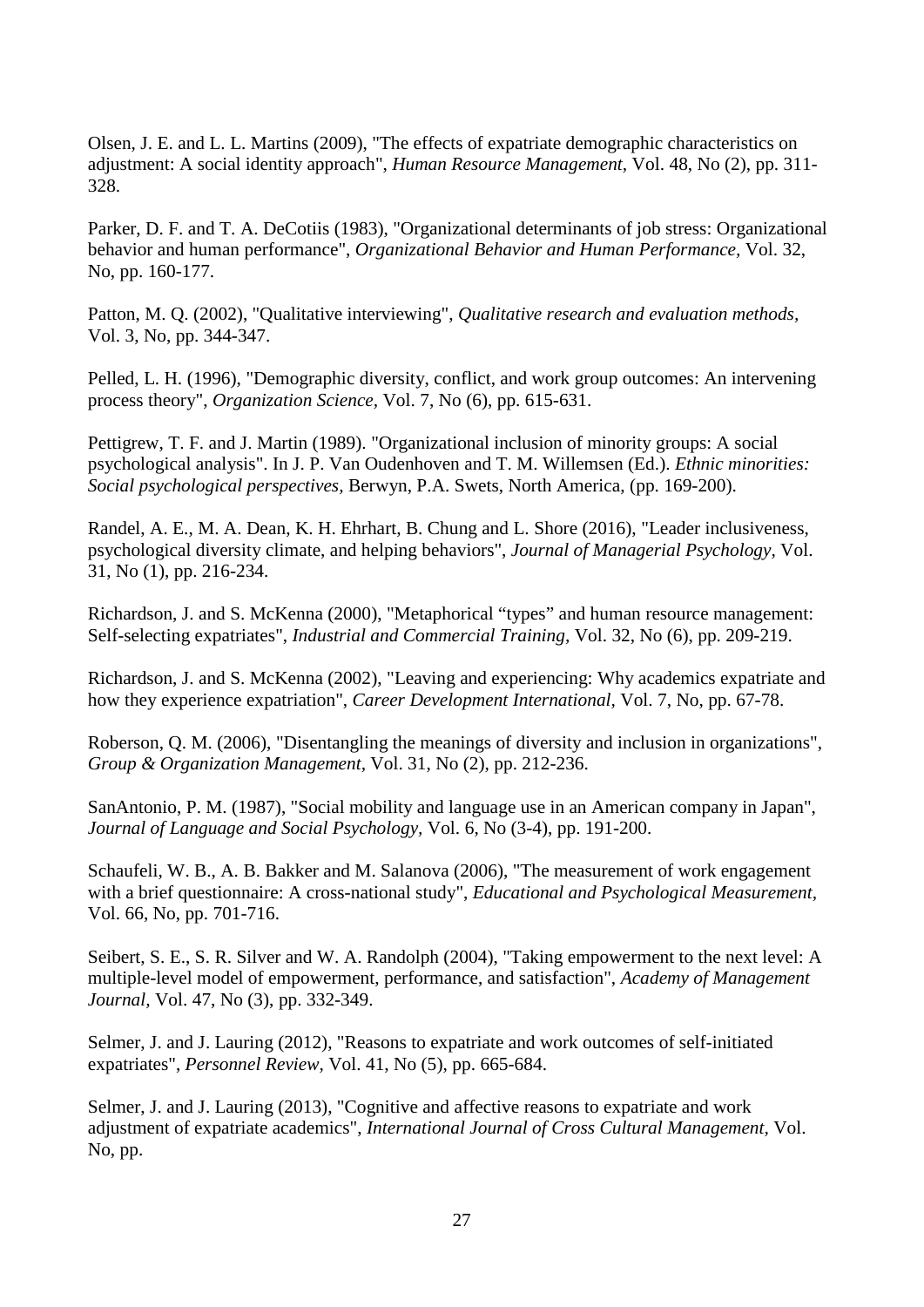Olsen, J. E. and L. L. Martins (2009), "The effects of expatriate demographic characteristics on adjustment: A social identity approach", *Human Resource Management,* Vol. 48, No (2), pp. 311-328.

Parker, D. F. and T. A. DeCotiis (1983), "Organizational determinants of job stress: Organizational behavior and human performance", *Organizational Behavior and Human Performance,* Vol. 32, No, pp. 160-177.

Patton, M. Q. (2002), "Qualitative interviewing", *Qualitative research and evaluation methods,* Vol. 3, No, pp. 344-347.

Pelled, L. H. (1996), "Demographic diversity, conflict, and work group outcomes: An intervening process theory", *Organization Science,* Vol. 7, No (6), pp. 615-631.

Pettigrew, T. F. and J. Martin (1989). "Organizational inclusion of minority groups: A social psychological analysis". In J. P. Van Oudenhoven and T. M. Willemsen (Ed.). *Ethnic minorities: Social psychological perspectives,* Berwyn, P.A. Swets, North America, (pp. 169-200).

Randel, A. E., M. A. Dean, K. H. Ehrhart, B. Chung and L. Shore (2016), "Leader inclusiveness, psychological diversity climate, and helping behaviors", *Journal of Managerial Psychology,* Vol. 31, No (1), pp. 216-234.

Richardson, J. and S. McKenna (2000), "Metaphorical “types” and human resource management: Self-selecting expatriates", *Industrial and Commercial Training,* Vol. 32, No (6), pp. 209-219.

Richardson, J. and S. McKenna (2002), "Leaving and experiencing: Why academics expatriate and how they experience expatriation", *Career Development International,* Vol. 7, No, pp. 67-78.

Roberson, Q. M. (2006), "Disentangling the meanings of diversity and inclusion in organizations", *Group & Organization Management,* Vol. 31, No (2), pp. 212-236.

SanAntonio, P. M. (1987), "Social mobility and language use in an American company in Japan", *Journal of Language and Social Psychology,* Vol. 6, No (3-4), pp. 191-200.

Schaufeli, W. B., A. B. Bakker and M. Salanova (2006), "The measurement of work engagement with a brief questionnaire: A cross-national study", *Educational and Psychological Measurement,* Vol. 66, No, pp. 701-716.

Seibert, S. E., S. R. Silver and W. A. Randolph (2004), "Taking empowerment to the next level: A multiple-level model of empowerment, performance, and satisfaction", *Academy of Management Journal,* Vol. 47, No (3), pp. 332-349.

Selmer, J. and J. Lauring (2012), "Reasons to expatriate and work outcomes of self-initiated expatriates", *Personnel Review,* Vol. 41, No (5), pp. 665-684.

Selmer, J. and J. Lauring (2013), "Cognitive and affective reasons to expatriate and work adjustment of expatriate academics", *International Journal of Cross Cultural Management,* Vol. No, pp.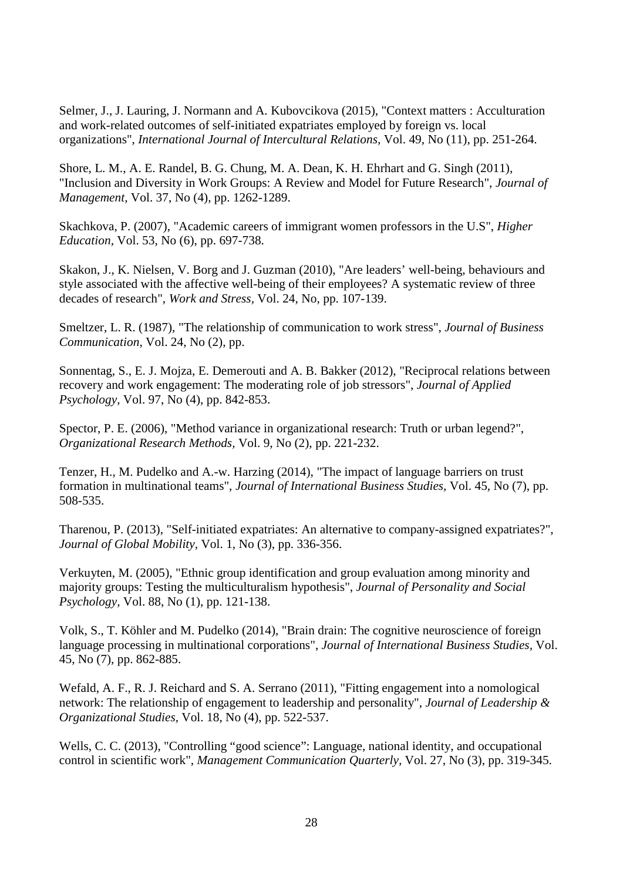Selmer, J., J. Lauring, J. Normann and A. Kubovcikova (2015), "Context matters : Acculturation and work-related outcomes of self-initiated expatriates employed by foreign vs. local organizations", *International Journal of Intercultural Relations,* Vol. 49, No (11), pp. 251-264.

Shore, L. M., A. E. Randel, B. G. Chung, M. A. Dean, K. H. Ehrhart and G. Singh (2011), "Inclusion and Diversity in Work Groups: A Review and Model for Future Research", *Journal of Management,* Vol. 37, No (4), pp. 1262-1289.

Skachkova, P. (2007), "Academic careers of immigrant women professors in the U.S", *Higher Education,* Vol. 53, No (6), pp. 697-738.

Skakon, J., K. Nielsen, V. Borg and J. Guzman (2010), "Are leaders' well-being, behaviours and style associated with the affective well-being of their employees? A systematic review of three decades of research", *Work and Stress,* Vol. 24, No, pp. 107-139.

Smeltzer, L. R. (1987), "The relationship of communication to work stress", *Journal of Business Communication,* Vol. 24, No (2), pp.

Sonnentag, S., E. J. Mojza, E. Demerouti and A. B. Bakker (2012), "Reciprocal relations between recovery and work engagement: The moderating role of job stressors", *Journal of Applied Psychology,* Vol. 97, No (4), pp. 842-853.

Spector, P. E. (2006), "Method variance in organizational research: Truth or urban legend?", *Organizational Research Methods,* Vol. 9, No (2), pp. 221-232.

Tenzer, H., M. Pudelko and A.-w. Harzing (2014), "The impact of language barriers on trust formation in multinational teams", *Journal of International Business Studies,* Vol. 45, No (7), pp. 508-535.

Tharenou, P. (2013), "Self-initiated expatriates: An alternative to company-assigned expatriates?", *Journal of Global Mobility,* Vol. 1, No (3), pp. 336-356.

Verkuyten, M. (2005), "Ethnic group identification and group evaluation among minority and majority groups: Testing the multiculturalism hypothesis", *Journal of Personality and Social Psychology,* Vol. 88, No (1), pp. 121-138.

Volk, S., T. Köhler and M. Pudelko (2014), "Brain drain: The cognitive neuroscience of foreign language processing in multinational corporations", *Journal of International Business Studies,* Vol. 45, No (7), pp. 862-885.

Wefald, A. F., R. J. Reichard and S. A. Serrano (2011), "Fitting engagement into a nomological network: The relationship of engagement to leadership and personality", *Journal of Leadership & Organizational Studies,* Vol. 18, No (4), pp. 522-537.

Wells, C. C. (2013), "Controlling "good science": Language, national identity, and occupational control in scientific work", *Management Communication Quarterly,* Vol. 27, No (3), pp. 319-345.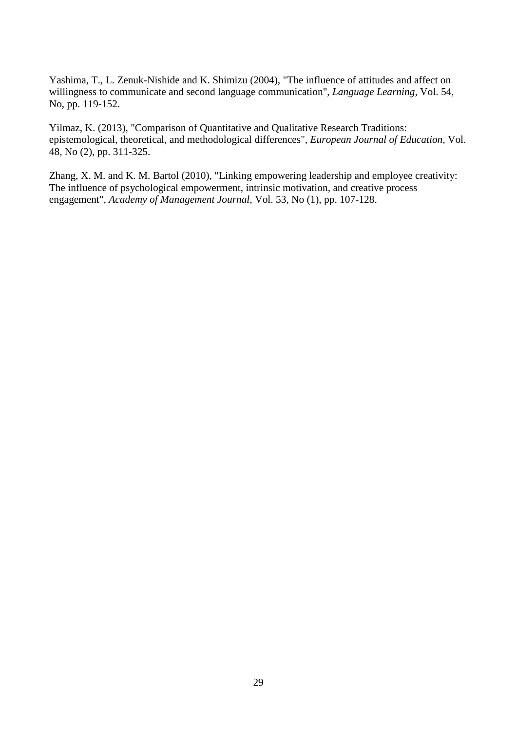Yashima, T., L. Zenuk-Nishide and K. Shimizu (2004), "The influence of attitudes and affect on willingness to communicate and second language communication", *Language Learning*, Vol. 54, No, pp. 119-152.

Yilmaz, K. (2013), "Comparison of Quantitative and Qualitative Research Traditions: epistemological, theoretical, and methodological differences", *European Journal of Education*, Vol. 48, No (2), pp. 311-325.

Zhang, X. M. and K. M. Bartol (2010), "Linking empowering leadership and employee creativity: The influence of psychological empowerment, intrinsic motivation, and creative process engagement", *Academy of Management Journal*, Vol. 53, No (1), pp. 107-128.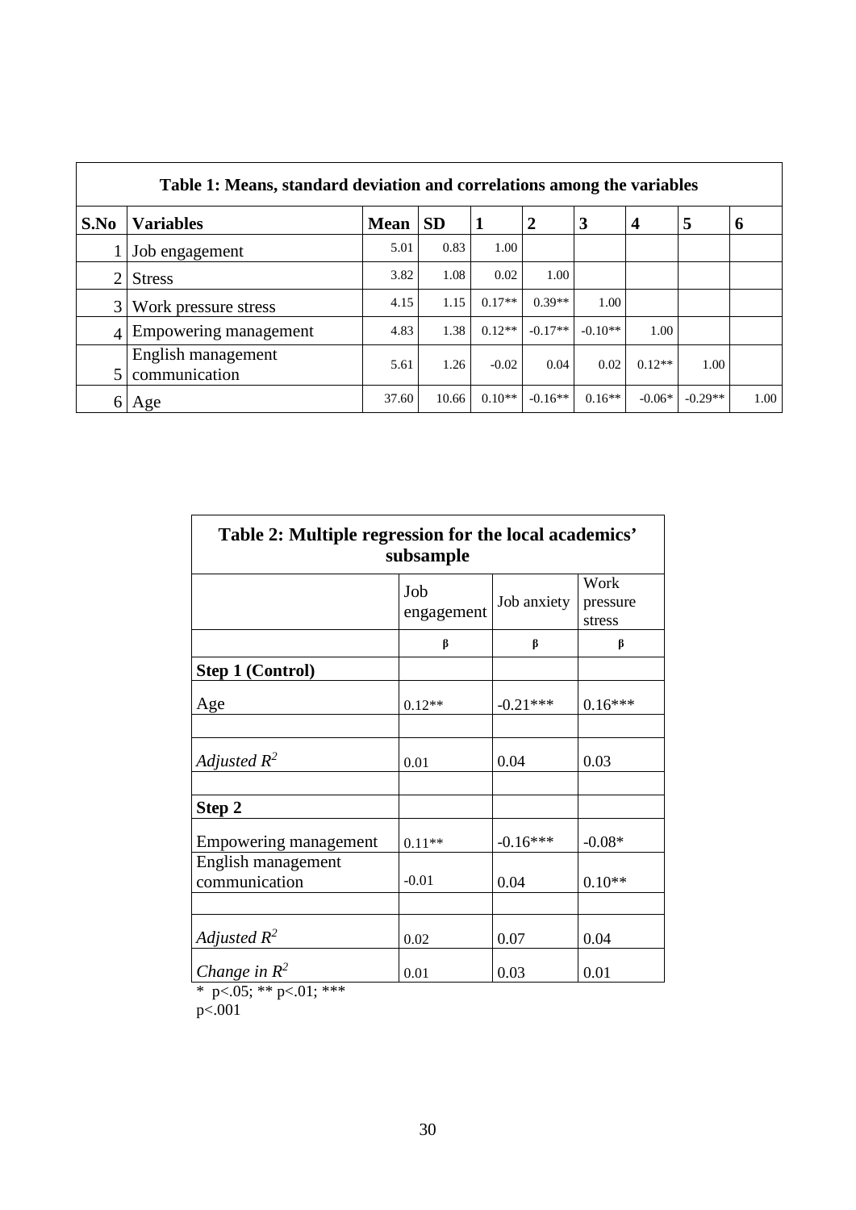**Table 1: Means, standard deviation and correlations among the variables**

| S.No | Variables | Mean | SD | 1 | 2 | 3 | 4 | 5 | 6 |
|---|---|---|---|---|---|---|---|---|---|
| 1 | Job engagement | 5.01 | 0.83 | 1.00 | | | | | |
| 2 | Stress | 3.82 | 1.08 | 0.02 | 1.00 | | | | |
| 3 | Work pressure stress | 4.15 | 1.15 | 0.17** | 0.39** | 1.00 | | | |
| 4 | Empowering management | 4.83 | 1.38 | 0.12** | -0.17** | -0.10** | 1.00 | | |
| 5 | English management communication | 5.61 | 1.26 | -0.02 | 0.04 | 0.02 | 0.12** | 1.00 | |
| 6 | Age | 37.60 | 10.66 | 0.10** | -0.16** | 0.16** | -0.06* | -0.29** | 1.00 |

**Table 2: Multiple regression for the local academics' subsample**

| | Job engagement | Job anxiety | Work pressure stress |
|---|---|---|---|
| | β | β | β |
| **Step 1 (Control)** | | | |
| Age | 0.12** | -0.21*** | 0.16*** |
| | | | |
| *Adjusted $R^2$* | 0.01 | 0.04 | 0.03 |
| | | | |
| **Step 2** | | | |
| Empowering management | 0.11** | -0.16*** | -0.08* |
| English management communication | -0.01 | 0.04 | 0.10** |
| | | | |
| *Adjusted $R^2$* | 0.02 | 0.07 | 0.04 |
| *Change in $R^2$* | 0.01 | 0.03 | 0.01 |

\* $p<.05$; ** $p<.01$; *** $p<.001$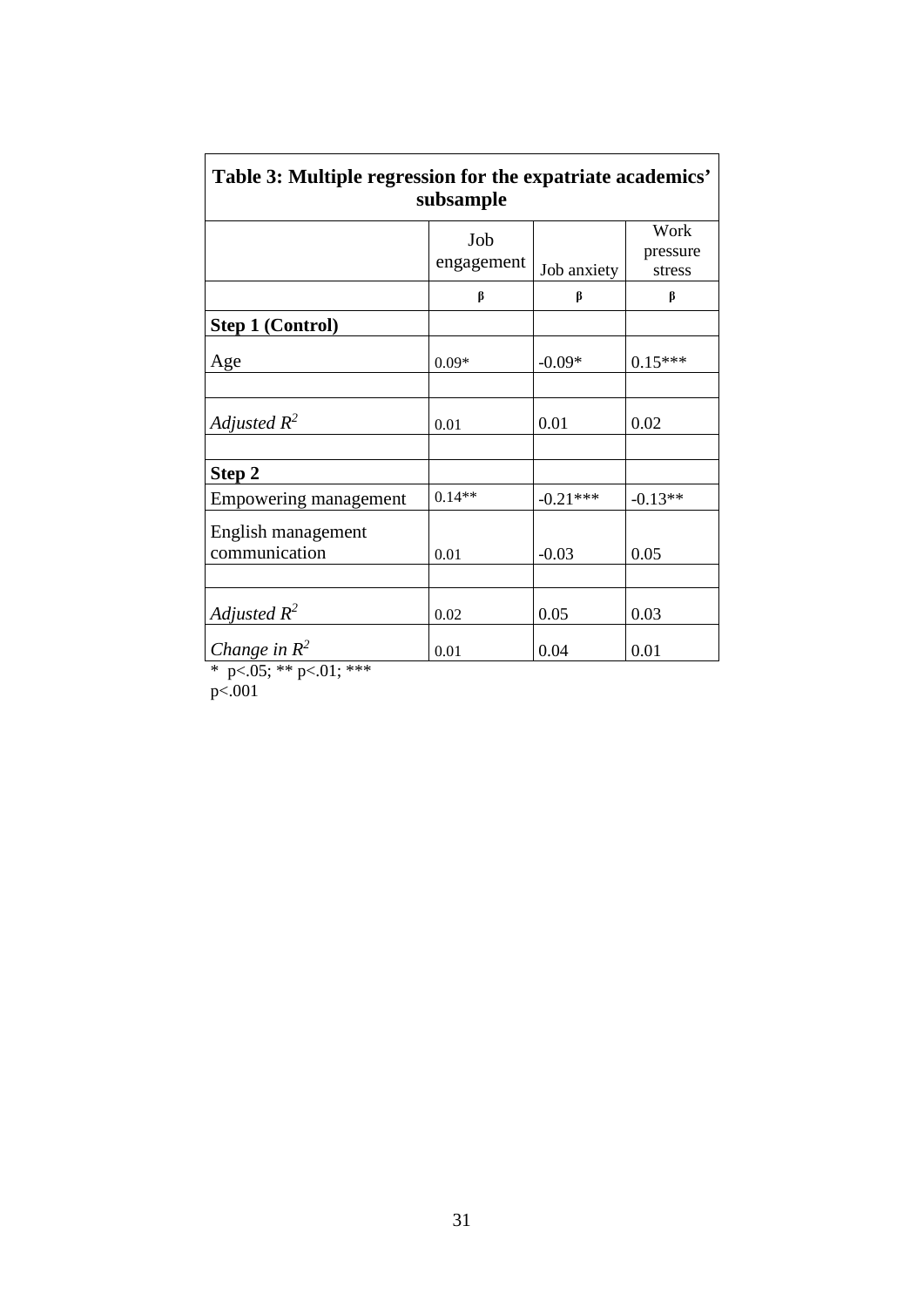**Table 3: Multiple regression for the expatriate academics' subsample**

| | Job engagement | Job anxiety | Work pressure stress |
|---|---|---|---|
| | β | β | β |
| **Step 1 (Control)** | | | |
| Age | 0.09* | -0.09* | 0.15*** |
| | | | |
| *Adjusted $R^2$* | 0.01 | 0.01 | 0.02 |
| | | | |
| **Step 2** | | | |
| Empowering management | 0.14** | -0.21*** | -0.13** |
| English management communication | 0.01 | -0.03 | 0.05 |
| | | | |
| *Adjusted $R^2$* | 0.02 | 0.05 | 0.03 |
| *Change in $R^2$* | 0.01 | 0.04 | 0.01 |

* $p<.05$; ** $p<.01$; *** $p<.001$